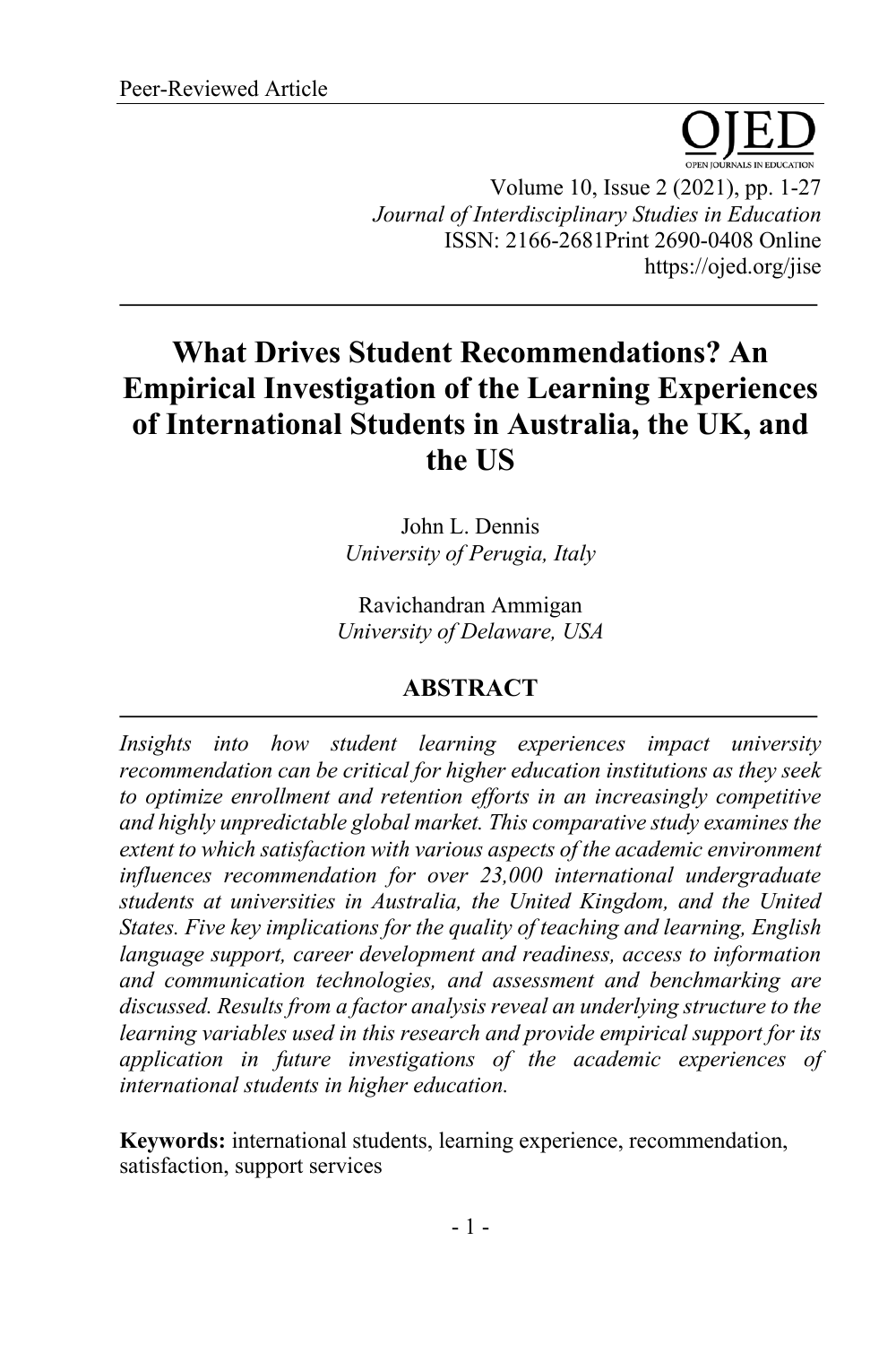Peer-Reviewed Article

# What Drives Student Recommendations? An Empirical Investigation of the Learning Experiences of International Students in Australia, the UK, and the US

John L. Dennis
*University of Perugia, Italy*

Ravichandran Ammigan
*University of Delaware, USA*

## ABSTRACT

*Insights into how student learning experiences impact university recommendation can be critical for higher education institutions as they seek to optimize enrollment and retention efforts in an increasingly competitive and highly unpredictable global market. This comparative study examines the extent to which satisfaction with various aspects of the academic environment influences recommendation for over 23,000 international undergraduate students at universities in Australia, the United Kingdom, and the United States. Five key implications for the quality of teaching and learning, English language support, career development and readiness, access to information and communication technologies, and assessment and benchmarking are discussed. Results from a factor analysis reveal an underlying structure to the learning variables used in this research and provide empirical support for its application in future investigations of the academic experiences of international students in higher education.*

**Keywords:** international students, learning experience, recommendation, satisfaction, support services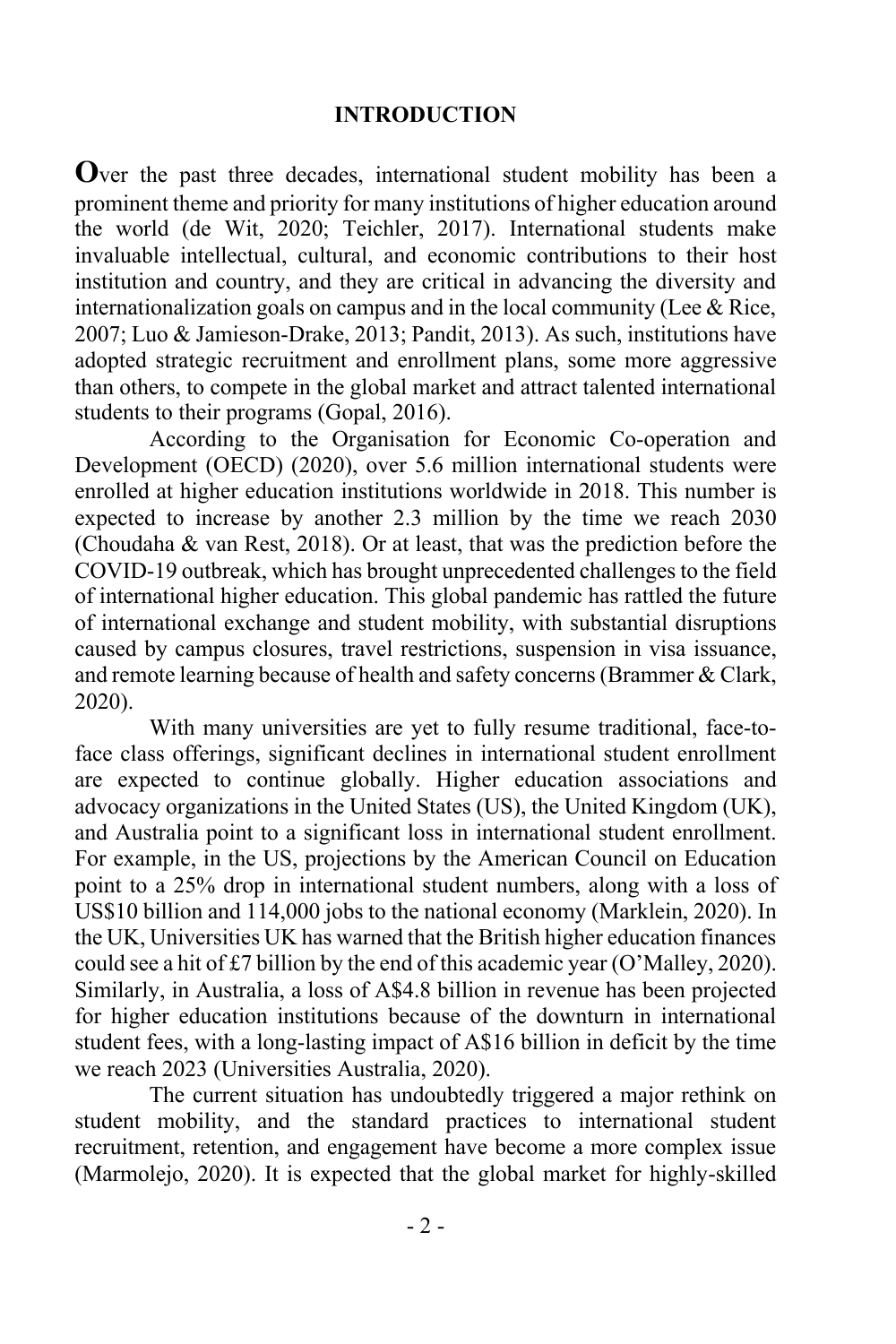## INTRODUCTION

**O**ver the past three decades, international student mobility has been a prominent theme and priority for many institutions of higher education around the world (de Wit, 2020; Teichler, 2017). International students make invaluable intellectual, cultural, and economic contributions to their host institution and country, and they are critical in advancing the diversity and internationalization goals on campus and in the local community (Lee & Rice, 2007; Luo & Jamieson-Drake, 2013; Pandit, 2013). As such, institutions have adopted strategic recruitment and enrollment plans, some more aggressive than others, to compete in the global market and attract talented international students to their programs (Gopal, 2016).

According to the Organisation for Economic Co-operation and Development (OECD) (2020), over 5.6 million international students were enrolled at higher education institutions worldwide in 2018. This number is expected to increase by another 2.3 million by the time we reach 2030 (Choudaha & van Rest, 2018). Or at least, that was the prediction before the COVID-19 outbreak, which has brought unprecedented challenges to the field of international higher education. This global pandemic has rattled the future of international exchange and student mobility, with substantial disruptions caused by campus closures, travel restrictions, suspension in visa issuance, and remote learning because of health and safety concerns (Brammer & Clark, 2020).

With many universities are yet to fully resume traditional, face-to-face class offerings, significant declines in international student enrollment are expected to continue globally. Higher education associations and advocacy organizations in the United States (US), the United Kingdom (UK), and Australia point to a significant loss in international student enrollment. For example, in the US, projections by the American Council on Education point to a 25% drop in international student numbers, along with a loss of US$10 billion and 114,000 jobs to the national economy (Marklein, 2020). In the UK, Universities UK has warned that the British higher education finances could see a hit of £7 billion by the end of this academic year (O'Malley, 2020). Similarly, in Australia, a loss of A$4.8 billion in revenue has been projected for higher education institutions because of the downturn in international student fees, with a long-lasting impact of A$16 billion in deficit by the time we reach 2023 (Universities Australia, 2020).

The current situation has undoubtedly triggered a major rethink on student mobility, and the standard practices to international student recruitment, retention, and engagement have become a more complex issue (Marmolejo, 2020). It is expected that the global market for highly-skilled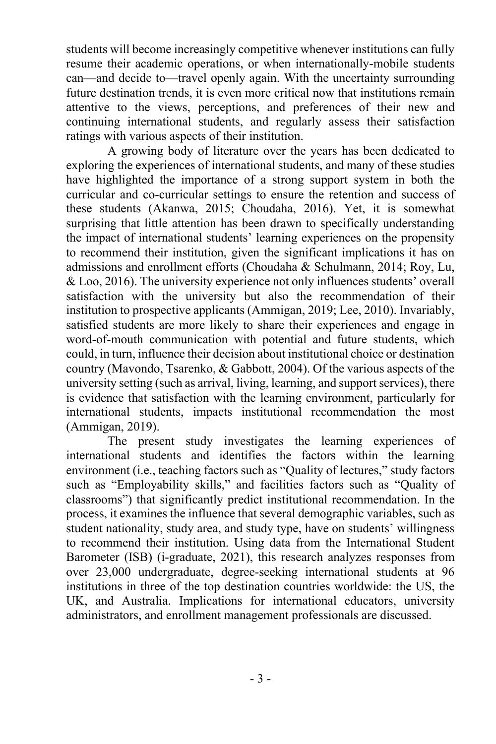students will become increasingly competitive whenever institutions can fully resume their academic operations, or when internationally-mobile students can—and decide to—travel openly again. With the uncertainty surrounding future destination trends, it is even more critical now that institutions remain attentive to the views, perceptions, and preferences of their new and continuing international students, and regularly assess their satisfaction ratings with various aspects of their institution.

A growing body of literature over the years has been dedicated to exploring the experiences of international students, and many of these studies have highlighted the importance of a strong support system in both the curricular and co-curricular settings to ensure the retention and success of these students (Akanwa, 2015; Choudaha, 2016). Yet, it is somewhat surprising that little attention has been drawn to specifically understanding the impact of international students' learning experiences on the propensity to recommend their institution, given the significant implications it has on admissions and enrollment efforts (Choudaha & Schulmann, 2014; Roy, Lu, & Loo, 2016). The university experience not only influences students' overall satisfaction with the university but also the recommendation of their institution to prospective applicants (Ammigan, 2019; Lee, 2010). Invariably, satisfied students are more likely to share their experiences and engage in word-of-mouth communication with potential and future students, which could, in turn, influence their decision about institutional choice or destination country (Mavondo, Tsarenko, & Gabbott, 2004). Of the various aspects of the university setting (such as arrival, living, learning, and support services), there is evidence that satisfaction with the learning environment, particularly for international students, impacts institutional recommendation the most (Ammigan, 2019).

The present study investigates the learning experiences of international students and identifies the factors within the learning environment (i.e., teaching factors such as "Quality of lectures," study factors such as "Employability skills," and facilities factors such as "Quality of classrooms") that significantly predict institutional recommendation. In the process, it examines the influence that several demographic variables, such as student nationality, study area, and study type, have on students' willingness to recommend their institution. Using data from the International Student Barometer (ISB) (i-graduate, 2021), this research analyzes responses from over 23,000 undergraduate, degree-seeking international students at 96 institutions in three of the top destination countries worldwide: the US, the UK, and Australia. Implications for international educators, university administrators, and enrollment management professionals are discussed.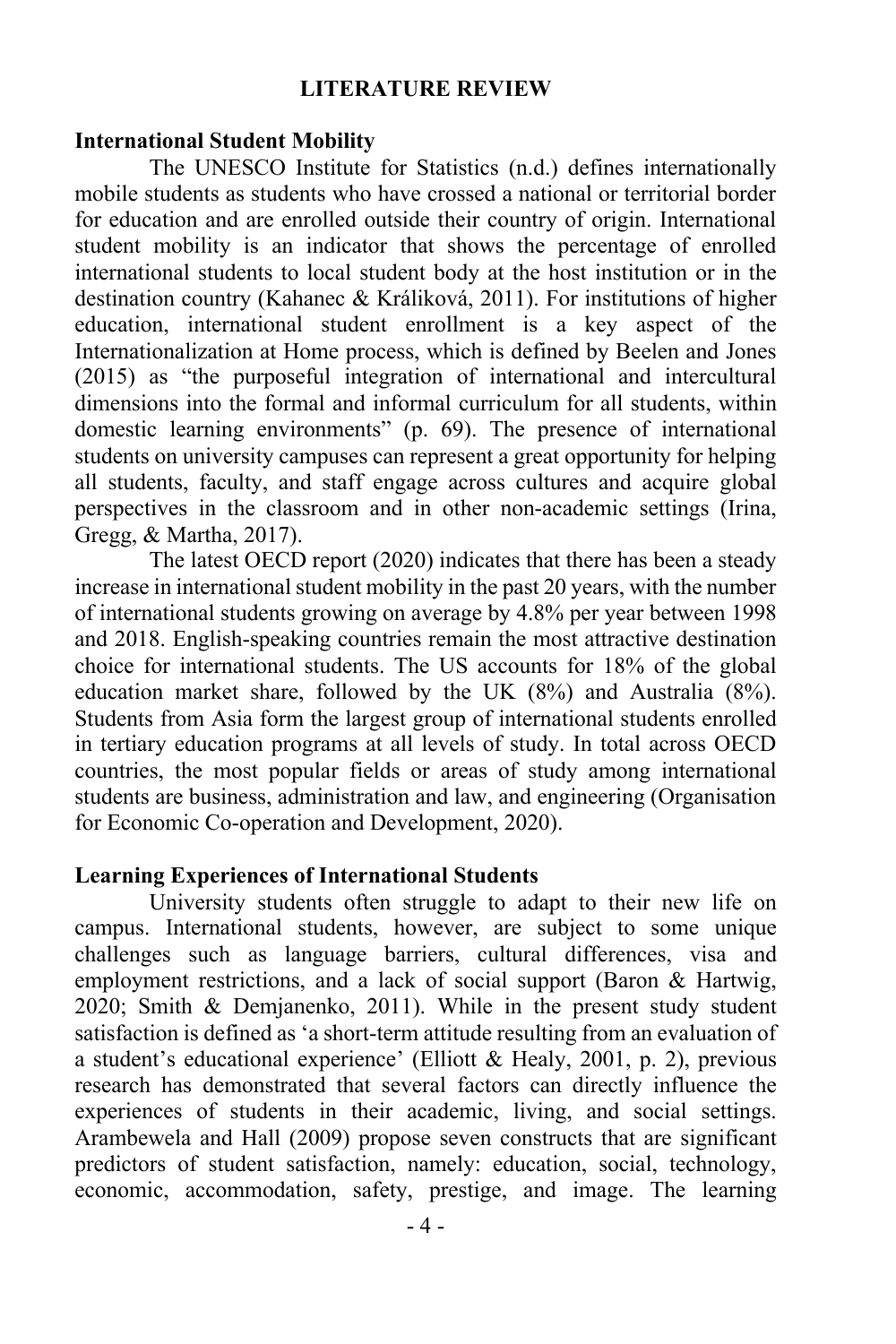## LITERATURE REVIEW

### International Student Mobility

The UNESCO Institute for Statistics (n.d.) defines internationally mobile students as students who have crossed a national or territorial border for education and are enrolled outside their country of origin. International student mobility is an indicator that shows the percentage of enrolled international students to local student body at the host institution or in the destination country (Kahanec & Králiková, 2011). For institutions of higher education, international student enrollment is a key aspect of the Internationalization at Home process, which is defined by Beelen and Jones (2015) as "the purposeful integration of international and intercultural dimensions into the formal and informal curriculum for all students, within domestic learning environments" (p. 69). The presence of international students on university campuses can represent a great opportunity for helping all students, faculty, and staff engage across cultures and acquire global perspectives in the classroom and in other non-academic settings (Irina, Gregg, & Martha, 2017).

The latest OECD report (2020) indicates that there has been a steady increase in international student mobility in the past 20 years, with the number of international students growing on average by 4.8% per year between 1998 and 2018. English-speaking countries remain the most attractive destination choice for international students. The US accounts for 18% of the global education market share, followed by the UK (8%) and Australia (8%). Students from Asia form the largest group of international students enrolled in tertiary education programs at all levels of study. In total across OECD countries, the most popular fields or areas of study among international students are business, administration and law, and engineering (Organisation for Economic Co-operation and Development, 2020).

### Learning Experiences of International Students

University students often struggle to adapt to their new life on campus. International students, however, are subject to some unique challenges such as language barriers, cultural differences, visa and employment restrictions, and a lack of social support (Baron & Hartwig, 2020; Smith & Demjanenko, 2011). While in the present study student satisfaction is defined as 'a short-term attitude resulting from an evaluation of a student's educational experience' (Elliott & Healy, 2001, p. 2), previous research has demonstrated that several factors can directly influence the experiences of students in their academic, living, and social settings. Arambewela and Hall (2009) propose seven constructs that are significant predictors of student satisfaction, namely: education, social, technology, economic, accommodation, safety, prestige, and image. The learning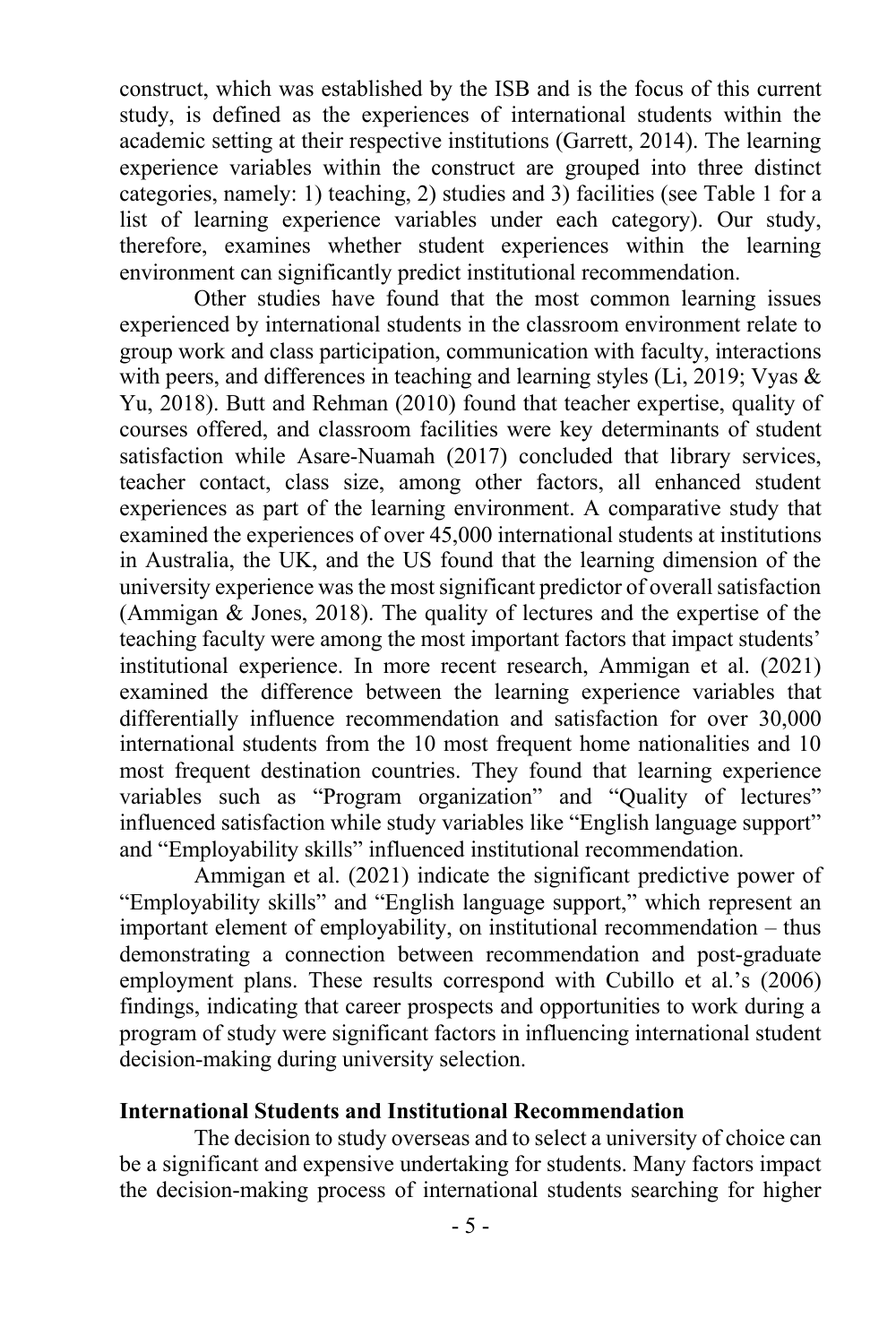construct, which was established by the ISB and is the focus of this current study, is defined as the experiences of international students within the academic setting at their respective institutions (Garrett, 2014). The learning experience variables within the construct are grouped into three distinct categories, namely: 1) teaching, 2) studies and 3) facilities (see Table 1 for a list of learning experience variables under each category). Our study, therefore, examines whether student experiences within the learning environment can significantly predict institutional recommendation.

Other studies have found that the most common learning issues experienced by international students in the classroom environment relate to group work and class participation, communication with faculty, interactions with peers, and differences in teaching and learning styles (Li, 2019; Vyas & Yu, 2018). Butt and Rehman (2010) found that teacher expertise, quality of courses offered, and classroom facilities were key determinants of student satisfaction while Asare-Nuamah (2017) concluded that library services, teacher contact, class size, among other factors, all enhanced student experiences as part of the learning environment. A comparative study that examined the experiences of over 45,000 international students at institutions in Australia, the UK, and the US found that the learning dimension of the university experience was the most significant predictor of overall satisfaction (Ammigan & Jones, 2018). The quality of lectures and the expertise of the teaching faculty were among the most important factors that impact students' institutional experience. In more recent research, Ammigan et al. (2021) examined the difference between the learning experience variables that differentially influence recommendation and satisfaction for over 30,000 international students from the 10 most frequent home nationalities and 10 most frequent destination countries. They found that learning experience variables such as "Program organization" and "Quality of lectures" influenced satisfaction while study variables like "English language support" and "Employability skills" influenced institutional recommendation.

Ammigan et al. (2021) indicate the significant predictive power of "Employability skills" and "English language support," which represent an important element of employability, on institutional recommendation – thus demonstrating a connection between recommendation and post-graduate employment plans. These results correspond with Cubillo et al.'s (2006) findings, indicating that career prospects and opportunities to work during a program of study were significant factors in influencing international student decision-making during university selection.

## International Students and Institutional Recommendation

The decision to study overseas and to select a university of choice can be a significant and expensive undertaking for students. Many factors impact the decision-making process of international students searching for higher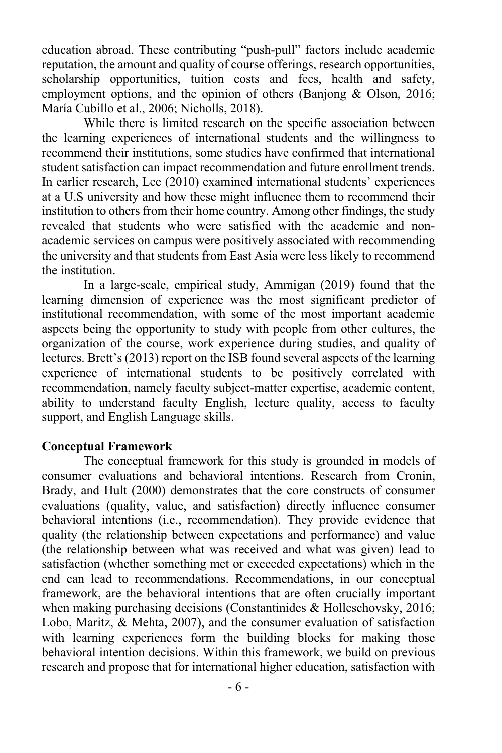education abroad. These contributing "push-pull" factors include academic reputation, the amount and quality of course offerings, research opportunities, scholarship opportunities, tuition costs and fees, health and safety, employment options, and the opinion of others (Banjong & Olson, 2016; María Cubillo et al., 2006; Nicholls, 2018).

While there is limited research on the specific association between the learning experiences of international students and the willingness to recommend their institutions, some studies have confirmed that international student satisfaction can impact recommendation and future enrollment trends. In earlier research, Lee (2010) examined international students' experiences at a U.S university and how these might influence them to recommend their institution to others from their home country. Among other findings, the study revealed that students who were satisfied with the academic and non-academic services on campus were positively associated with recommending the university and that students from East Asia were less likely to recommend the institution.

In a large-scale, empirical study, Ammigan (2019) found that the learning dimension of experience was the most significant predictor of institutional recommendation, with some of the most important academic aspects being the opportunity to study with people from other cultures, the organization of the course, work experience during studies, and quality of lectures. Brett's (2013) report on the ISB found several aspects of the learning experience of international students to be positively correlated with recommendation, namely faculty subject-matter expertise, academic content, ability to understand faculty English, lecture quality, access to faculty support, and English Language skills.

**Conceptual Framework**

The conceptual framework for this study is grounded in models of consumer evaluations and behavioral intentions. Research from Cronin, Brady, and Hult (2000) demonstrates that the core constructs of consumer evaluations (quality, value, and satisfaction) directly influence consumer behavioral intentions (i.e., recommendation). They provide evidence that quality (the relationship between expectations and performance) and value (the relationship between what was received and what was given) lead to satisfaction (whether something met or exceeded expectations) which in the end can lead to recommendations. Recommendations, in our conceptual framework, are the behavioral intentions that are often crucially important when making purchasing decisions (Constantinides & Holleschovsky, 2016; Lobo, Maritz, & Mehta, 2007), and the consumer evaluation of satisfaction with learning experiences form the building blocks for making those behavioral intention decisions. Within this framework, we build on previous research and propose that for international higher education, satisfaction with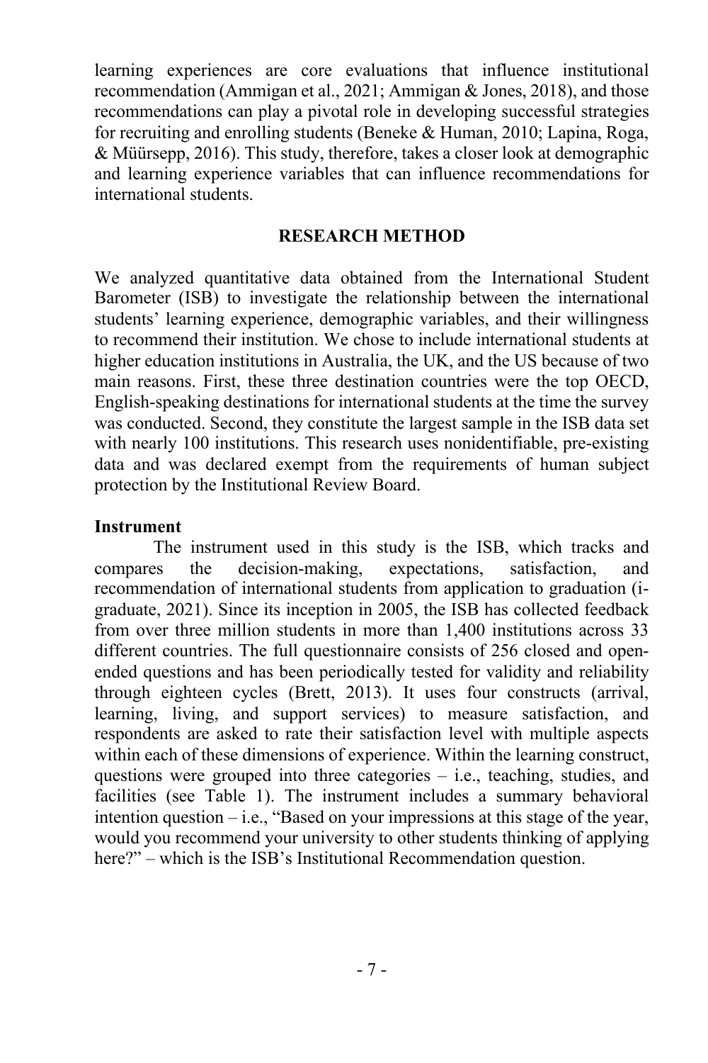learning experiences are core evaluations that influence institutional recommendation (Ammigan et al., 2021; Ammigan & Jones, 2018), and those recommendations can play a pivotal role in developing successful strategies for recruiting and enrolling students (Beneke & Human, 2010; Lapina, Roga, & Müürsepp, 2016). This study, therefore, takes a closer look at demographic and learning experience variables that can influence recommendations for international students.

## RESEARCH METHOD

We analyzed quantitative data obtained from the International Student Barometer (ISB) to investigate the relationship between the international students' learning experience, demographic variables, and their willingness to recommend their institution. We chose to include international students at higher education institutions in Australia, the UK, and the US because of two main reasons. First, these three destination countries were the top OECD, English-speaking destinations for international students at the time the survey was conducted. Second, they constitute the largest sample in the ISB data set with nearly 100 institutions. This research uses nonidentifiable, pre-existing data and was declared exempt from the requirements of human subject protection by the Institutional Review Board.

### Instrument

The instrument used in this study is the ISB, which tracks and compares the decision-making, expectations, satisfaction, and recommendation of international students from application to graduation (i-graduate, 2021). Since its inception in 2005, the ISB has collected feedback from over three million students in more than 1,400 institutions across 33 different countries. The full questionnaire consists of 256 closed and open-ended questions and has been periodically tested for validity and reliability through eighteen cycles (Brett, 2013). It uses four constructs (arrival, learning, living, and support services) to measure satisfaction, and respondents are asked to rate their satisfaction level with multiple aspects within each of these dimensions of experience. Within the learning construct, questions were grouped into three categories – i.e., teaching, studies, and facilities (see Table 1). The instrument includes a summary behavioral intention question – i.e., "Based on your impressions at this stage of the year, would you recommend your university to other students thinking of applying here?" – which is the ISB's Institutional Recommendation question.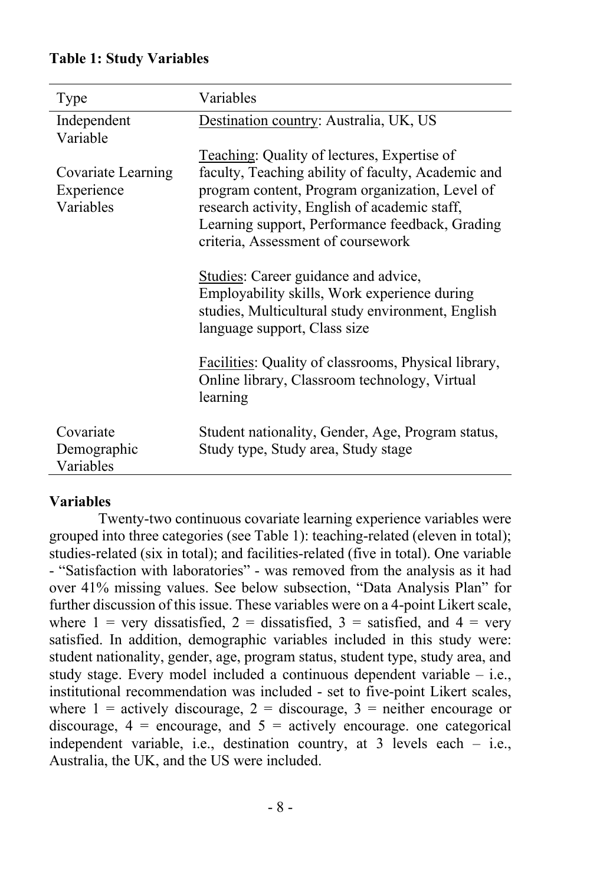**Table 1: Study Variables**

| Type | Variables |
|---|---|
| Independent Variable | Destination country: Australia, UK, US |
| Covariate Learning Experience Variables | Teaching: Quality of lectures, Expertise of faculty, Teaching ability of faculty, Academic and program content, Program organization, Level of research activity, English of academic staff, Learning support, Performance feedback, Grading criteria, Assessment of coursework<br><br>Studies: Career guidance and advice, Employability skills, Work experience during studies, Multicultural study environment, English language support, Class size<br><br>Facilities: Quality of classrooms, Physical library, Online library, Classroom technology, Virtual learning |
| Covariate Demographic Variables | Student nationality, Gender, Age, Program status, Study type, Study area, Study stage |

**Variables**

Twenty-two continuous covariate learning experience variables were grouped into three categories (see Table 1): teaching-related (eleven in total); studies-related (six in total); and facilities-related (five in total). One variable - "Satisfaction with laboratories" - was removed from the analysis as it had over 41% missing values. See below subsection, "Data Analysis Plan" for further discussion of this issue. These variables were on a 4-point Likert scale, where 1 = very dissatisfied, 2 = dissatisfied, 3 = satisfied, and 4 = very satisfied. In addition, demographic variables included in this study were: student nationality, gender, age, program status, student type, study area, and study stage. Every model included a continuous dependent variable – i.e., institutional recommendation was included - set to five-point Likert scales, where 1 = actively discourage, 2 = discourage, 3 = neither encourage or discourage, 4 = encourage, and 5 = actively encourage. one categorical independent variable, i.e., destination country, at 3 levels each – i.e., Australia, the UK, and the US were included.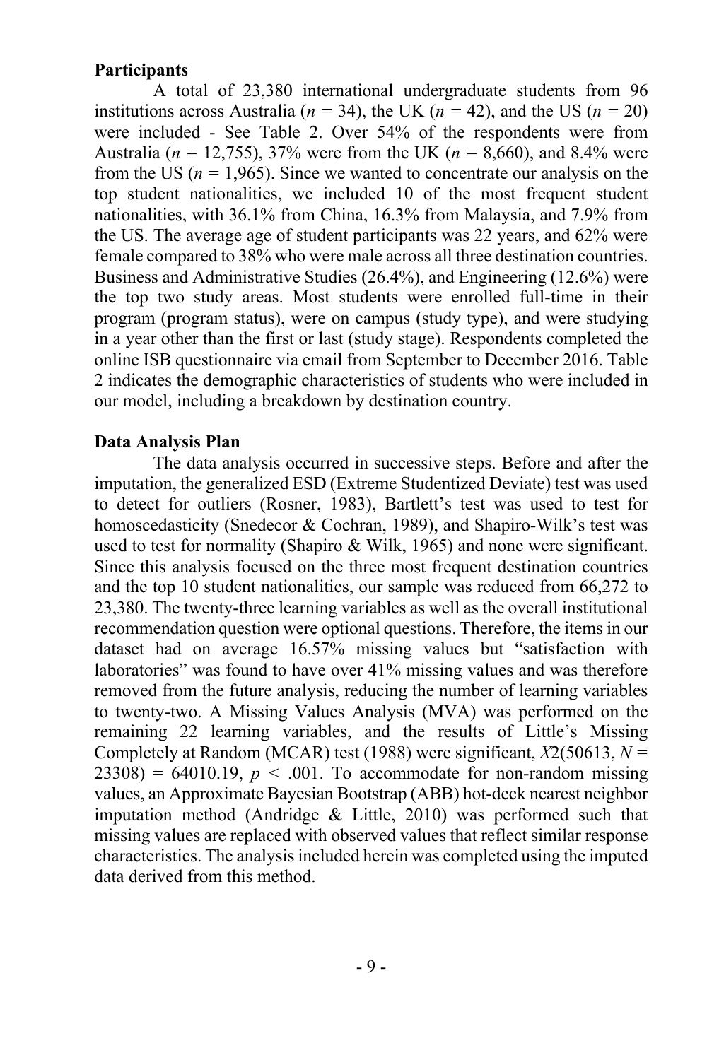**Participants**

A total of 23,380 international undergraduate students from 96 institutions across Australia (*n* = 34), the UK (*n* = 42), and the US (*n* = 20) were included - See Table 2. Over 54% of the respondents were from Australia (*n* = 12,755), 37% were from the UK (*n* = 8,660), and 8.4% were from the US (*n* = 1,965). Since we wanted to concentrate our analysis on the top student nationalities, we included 10 of the most frequent student nationalities, with 36.1% from China, 16.3% from Malaysia, and 7.9% from the US. The average age of student participants was 22 years, and 62% were female compared to 38% who were male across all three destination countries. Business and Administrative Studies (26.4%), and Engineering (12.6%) were the top two study areas. Most students were enrolled full-time in their program (program status), were on campus (study type), and were studying in a year other than the first or last (study stage). Respondents completed the online ISB questionnaire via email from September to December 2016. Table 2 indicates the demographic characteristics of students who were included in our model, including a breakdown by destination country.

**Data Analysis Plan**

The data analysis occurred in successive steps. Before and after the imputation, the generalized ESD (Extreme Studentized Deviate) test was used to detect for outliers (Rosner, 1983), Bartlett's test was used to test for homoscedasticity (Snedecor & Cochran, 1989), and Shapiro-Wilk's test was used to test for normality (Shapiro & Wilk, 1965) and none were significant. Since this analysis focused on the three most frequent destination countries and the top 10 student nationalities, our sample was reduced from 66,272 to 23,380. The twenty-three learning variables as well as the overall institutional recommendation question were optional questions. Therefore, the items in our dataset had on average 16.57% missing values but "satisfaction with laboratories" was found to have over 41% missing values and was therefore removed from the future analysis, reducing the number of learning variables to twenty-two. A Missing Values Analysis (MVA) was performed on the remaining 22 learning variables, and the results of Little's Missing Completely at Random (MCAR) test (1988) were significant, $X2(50613, N = 23308) = 64010.19$, $p < .001$. To accommodate for non-random missing values, an Approximate Bayesian Bootstrap (ABB) hot-deck nearest neighbor imputation method (Andridge & Little, 2010) was performed such that missing values are replaced with observed values that reflect similar response characteristics. The analysis included herein was completed using the imputed data derived from this method.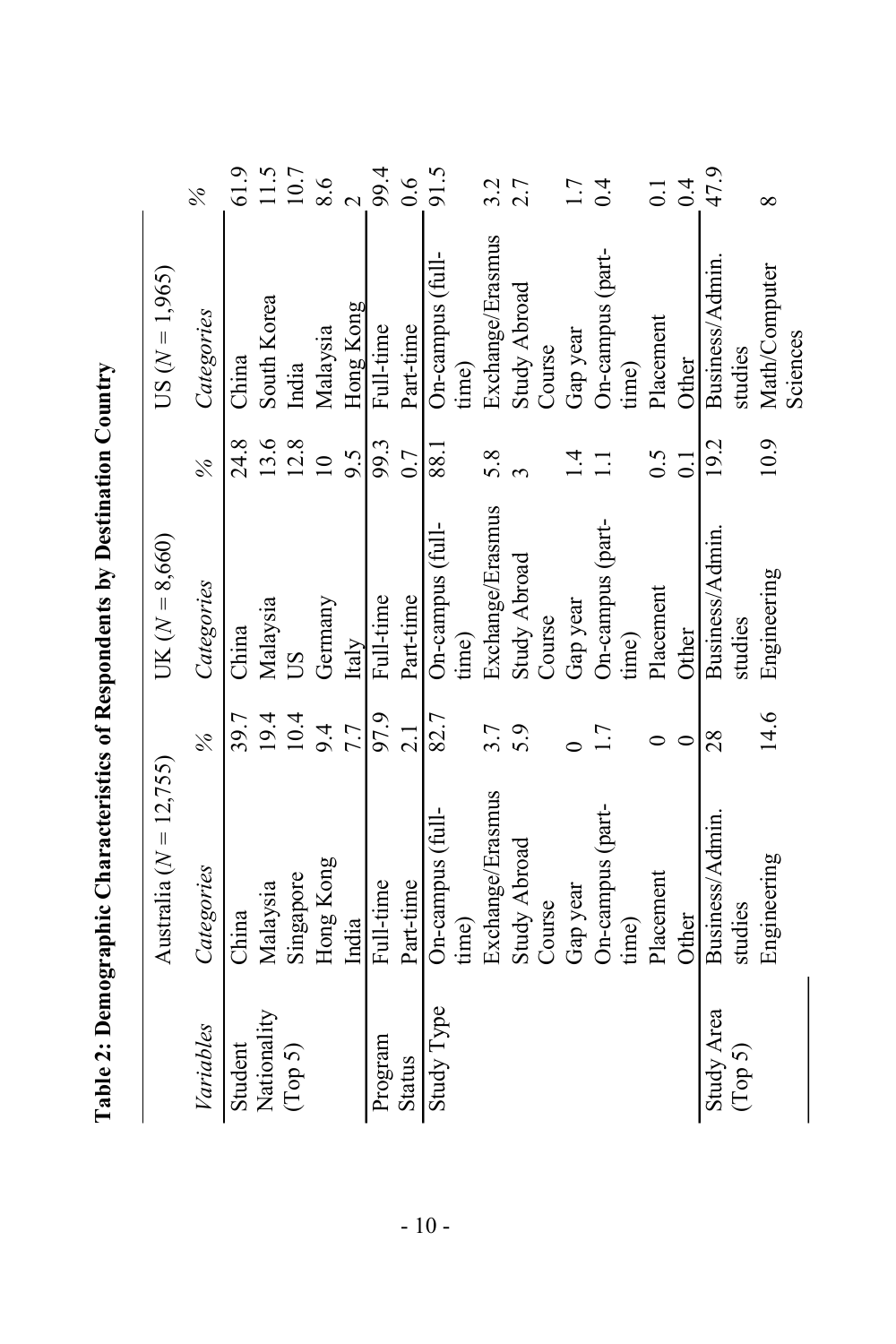**Table 2: Demographic Characteristics of Respondents by Destination Country**

| Variables | Australia ($N$ = 12,755) | | UK ($N$ = 8,660) | | US ($N$ = 1,965) | |
|---|---|---|---|---|---|---|
| | *Categories* | *%* | *Categories* | *%* | *Categories* | *%* |
| Student Nationality (Top 5) | China | 39.7 | China | 24.8 | China | 61.9 |
| | Malaysia | 19.4 | Malaysia | 13.6 | South Korea | 11.5 |
| | Singapore | 10.4 | US | 12.8 | India | 10.7 |
| | Hong Kong | 9.4 | Germany | 10 | Malaysia | 8.6 |
| | India | 7.7 | Italy | 9.5 | Hong Kong | 2 |
| Program Status | Full-time | 97.9 | Full-time | 99.3 | Full-time | 99.4 |
| | Part-time | 2.1 | Part-time | 0.7 | Part-time | 0.6 |
| Study Type | On-campus (full-time) | 82.7 | On-campus (full-time) | 88.1 | On-campus (full-time) | 91.5 |
| | Exchange/Erasmus | 3.7 | Exchange/Erasmus | 5.8 | Exchange/Erasmus | 3.2 |
| | Study Abroad Course | 5.9 | Study Abroad Course | 3 | Study Abroad Course | 2.7 |
| | Gap year | 0 | Gap year | 1.4 | Gap year | 1.7 |
| | On-campus (part-time) | 1.7 | On-campus (part-time) | 1.1 | On-campus (part-time) | 0.4 |
| | Placement | 0 | Placement | 0.5 | Placement | 0.1 |
| | Other | 0 | Other | 0.1 | Other | 0.4 |
| Study Area (Top 5) | Business/Admin. studies | 28 | Business/Admin. studies | 19.2 | Business/Admin. studies | 47.9 |
| | Engineering | 14.6 | Engineering | 10.9 | Math/Computer Sciences | 8 |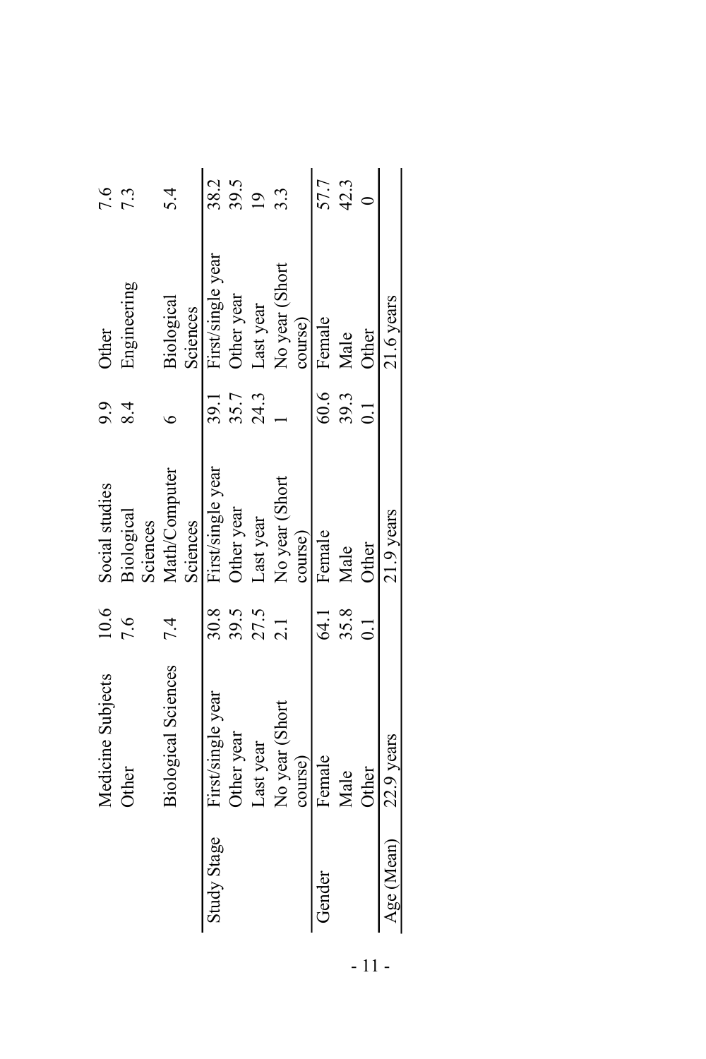|  |  |  |  |  |  |  |
|---|---|---|---|---|---|---|
|  | Medicine Subjects | 10.6 | Social studies | 9.9 | Other | 7.6 |
|  | Other | 7.6 | Biological Sciences | 8.4 | Engineering | 7.3 |
|  | Biological Sciences | 7.4 | Math/Computer Sciences | 6 | Biological Sciences | 5.4 |
| Study Stage | First/single year | 30.8 | First/single year | 39.1 | First/single year | 38.2 |
|  | Other year | 39.5 | Other year | 35.7 | Other year | 39.5 |
|  | Last year | 27.5 | Last year | 24.3 | Last year | 19 |
|  | No year (Short course) | 2.1 | No year (Short course) | 1 | No year (Short course) | 3.3 |
| Gender | Female | 64.1 | Female | 60.6 | Female | 57.7 |
|  | Male | 35.8 | Male | 39.3 | Male | 42.3 |
|  | Other | 0.1 | Other | 0.1 | Other | 0 |
| Age (Mean) | 22.9 years |  | 21.9 years |  | 21.6 years |  |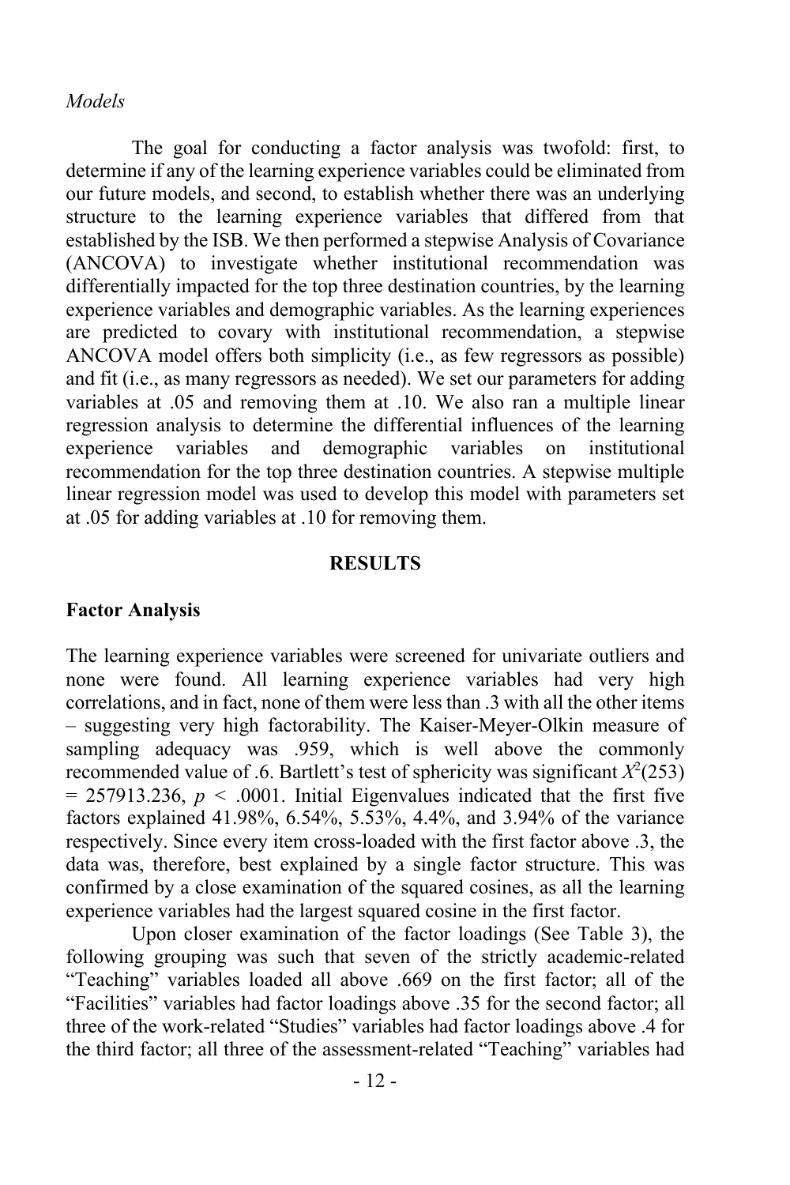*Models*

The goal for conducting a factor analysis was twofold: first, to determine if any of the learning experience variables could be eliminated from our future models, and second, to establish whether there was an underlying structure to the learning experience variables that differed from that established by the ISB. We then performed a stepwise Analysis of Covariance (ANCOVA) to investigate whether institutional recommendation was differentially impacted for the top three destination countries, by the learning experience variables and demographic variables. As the learning experiences are predicted to covary with institutional recommendation, a stepwise ANCOVA model offers both simplicity (i.e., as few regressors as possible) and fit (i.e., as many regressors as needed). We set our parameters for adding variables at .05 and removing them at .10. We also ran a multiple linear regression analysis to determine the differential influences of the learning experience variables and demographic variables on institutional recommendation for the top three destination countries. A stepwise multiple linear regression model was used to develop this model with parameters set at .05 for adding variables at .10 for removing them.

## RESULTS

### Factor Analysis

The learning experience variables were screened for univariate outliers and none were found. All learning experience variables had very high correlations, and in fact, none of them were less than .3 with all the other items – suggesting very high factorability. The Kaiser-Meyer-Olkin measure of sampling adequacy was .959, which is well above the commonly recommended value of .6. Bartlett's test of sphericity was significant $X^2(253) = 257913.236$, $p < .0001$. Initial Eigenvalues indicated that the first five factors explained 41.98%, 6.54%, 5.53%, 4.4%, and 3.94% of the variance respectively. Since every item cross-loaded with the first factor above .3, the data was, therefore, best explained by a single factor structure. This was confirmed by a close examination of the squared cosines, as all the learning experience variables had the largest squared cosine in the first factor.

Upon closer examination of the factor loadings (See Table 3), the following grouping was such that seven of the strictly academic-related "Teaching" variables loaded all above .669 on the first factor; all of the "Facilities" variables had factor loadings above .35 for the second factor; all three of the work-related "Studies" variables had factor loadings above .4 for the third factor; all three of the assessment-related "Teaching" variables had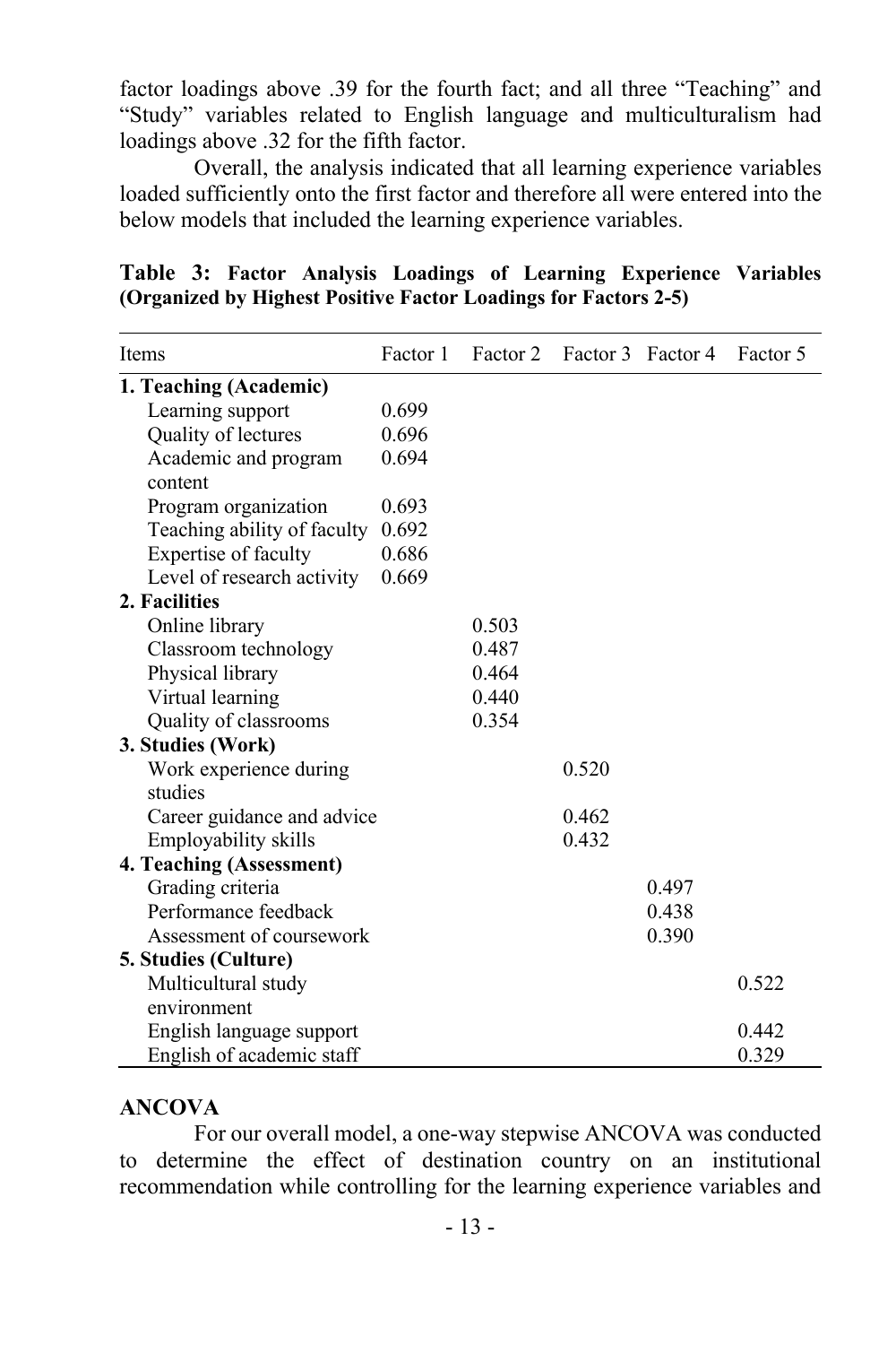factor loadings above .39 for the fourth fact; and all three "Teaching" and "Study" variables related to English language and multiculturalism had loadings above .32 for the fifth factor.

Overall, the analysis indicated that all learning experience variables loaded sufficiently onto the first factor and therefore all were entered into the below models that included the learning experience variables.

**Table 3: Factor Analysis Loadings of Learning Experience Variables (Organized by Highest Positive Factor Loadings for Factors 2-5)**

| Items | Factor 1 | Factor 2 | Factor 3 | Factor 4 | Factor 5 |
|---|---|---|---|---|---|
| **1. Teaching (Academic)** | | | | | |
| Learning support | 0.699 | | | | |
| Quality of lectures | 0.696 | | | | |
| Academic and program content | 0.694 | | | | |
| Program organization | 0.693 | | | | |
| Teaching ability of faculty | 0.692 | | | | |
| Expertise of faculty | 0.686 | | | | |
| Level of research activity | 0.669 | | | | |
| **2. Facilities** | | | | | |
| Online library | | 0.503 | | | |
| Classroom technology | | 0.487 | | | |
| Physical library | | 0.464 | | | |
| Virtual learning | | 0.440 | | | |
| Quality of classrooms | | 0.354 | | | |
| **3. Studies (Work)** | | | | | |
| Work experience during studies | | | 0.520 | | |
| Career guidance and advice | | | 0.462 | | |
| Employability skills | | | 0.432 | | |
| **4. Teaching (Assessment)** | | | | | |
| Grading criteria | | | | 0.497 | |
| Performance feedback | | | | 0.438 | |
| Assessment of coursework | | | | 0.390 | |
| **5. Studies (Culture)** | | | | | |
| Multicultural study environment | | | | | 0.522 |
| English language support | | | | | 0.442 |
| English of academic staff | | | | | 0.329 |

**ANCOVA**

For our overall model, a one-way stepwise ANCOVA was conducted to determine the effect of destination country on an institutional recommendation while controlling for the learning experience variables and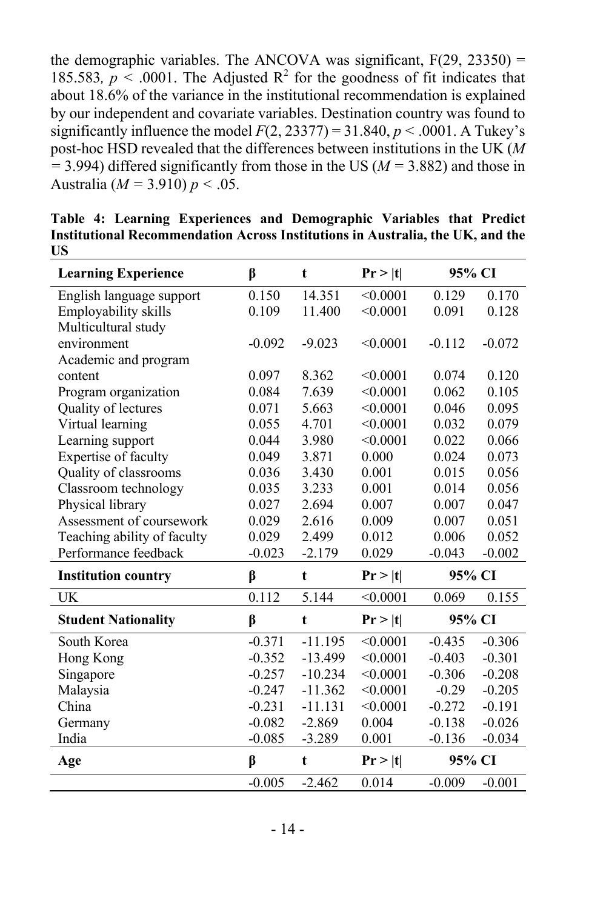the demographic variables. The ANCOVA was significant, $F(29, 23350) = 185.583$, $p < .0001$. The Adjusted $R^2$ for the goodness of fit indicates that about 18.6% of the variance in the institutional recommendation is explained by our independent and covariate variables. Destination country was found to significantly influence the model $F(2, 23377) = 31.840$, $p < .0001$. A Tukey's post-hoc HSD revealed that the differences between institutions in the UK ($M = 3.994$) differed significantly from those in the US ($M = 3.882$) and those in Australia ($M = 3.910$) $p < .05$.

**Table 4: Learning Experiences and Demographic Variables that Predict Institutional Recommendation Across Institutions in Australia, the UK, and the US**

| **Learning Experience** | **β** | **t** | **Pr > \|t\|** | **95% CI** | |
|---|---|---|---|---|---|
| English language support | 0.150 | 14.351 | <0.0001 | 0.129 | 0.170 |
| Employability skills | 0.109 | 11.400 | <0.0001 | 0.091 | 0.128 |
| Multicultural study environment | -0.092 | -9.023 | <0.0001 | -0.112 | -0.072 |
| Academic and program content | 0.097 | 8.362 | <0.0001 | 0.074 | 0.120 |
| Program organization | 0.084 | 7.639 | <0.0001 | 0.062 | 0.105 |
| Quality of lectures | 0.071 | 5.663 | <0.0001 | 0.046 | 0.095 |
| Virtual learning | 0.055 | 4.701 | <0.0001 | 0.032 | 0.079 |
| Learning support | 0.044 | 3.980 | <0.0001 | 0.022 | 0.066 |
| Expertise of faculty | 0.049 | 3.871 | 0.000 | 0.024 | 0.073 |
| Quality of classrooms | 0.036 | 3.430 | 0.001 | 0.015 | 0.056 |
| Classroom technology | 0.035 | 3.233 | 0.001 | 0.014 | 0.056 |
| Physical library | 0.027 | 2.694 | 0.007 | 0.007 | 0.047 |
| Assessment of coursework | 0.029 | 2.616 | 0.009 | 0.007 | 0.051 |
| Teaching ability of faculty | 0.029 | 2.499 | 0.012 | 0.006 | 0.052 |
| Performance feedback | -0.023 | -2.179 | 0.029 | -0.043 | -0.002 |
| **Institution country** | **β** | **t** | **Pr > \|t\|** | **95% CI** | |
| UK | 0.112 | 5.144 | <0.0001 | 0.069 | 0.155 |
| **Student Nationality** | **β** | **t** | **Pr > \|t\|** | **95% CI** | |
| South Korea | -0.371 | -11.195 | <0.0001 | -0.435 | -0.306 |
| Hong Kong | -0.352 | -13.499 | <0.0001 | -0.403 | -0.301 |
| Singapore | -0.257 | -10.234 | <0.0001 | -0.306 | -0.208 |
| Malaysia | -0.247 | -11.362 | <0.0001 | -0.29 | -0.205 |
| China | -0.231 | -11.131 | <0.0001 | -0.272 | -0.191 |
| Germany | -0.082 | -2.869 | 0.004 | -0.138 | -0.026 |
| India | -0.085 | -3.289 | 0.001 | -0.136 | -0.034 |
| **Age** | **β** | **t** | **Pr > \|t\|** | **95% CI** | |
| | -0.005 | -2.462 | 0.014 | -0.009 | -0.001 |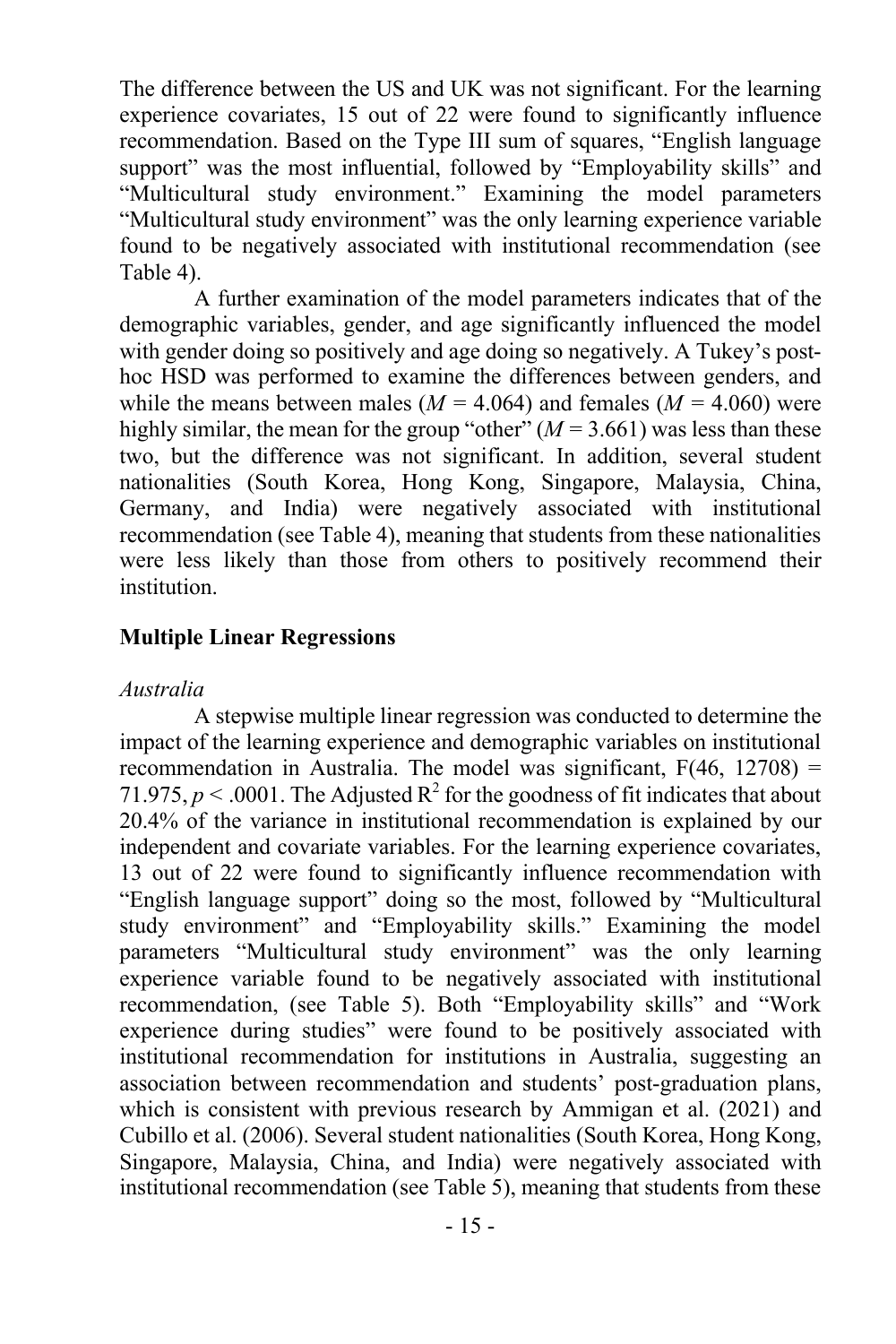The difference between the US and UK was not significant. For the learning experience covariates, 15 out of 22 were found to significantly influence recommendation. Based on the Type III sum of squares, "English language support" was the most influential, followed by "Employability skills" and "Multicultural study environment." Examining the model parameters "Multicultural study environment" was the only learning experience variable found to be negatively associated with institutional recommendation (see Table 4).

A further examination of the model parameters indicates that of the demographic variables, gender, and age significantly influenced the model with gender doing so positively and age doing so negatively. A Tukey's post-hoc HSD was performed to examine the differences between genders, and while the means between males ($M$ = 4.064) and females ($M$ = 4.060) were highly similar, the mean for the group "other" ($M$ = 3.661) was less than these two, but the difference was not significant. In addition, several student nationalities (South Korea, Hong Kong, Singapore, Malaysia, China, Germany, and India) were negatively associated with institutional recommendation (see Table 4), meaning that students from these nationalities were less likely than those from others to positively recommend their institution.

### Multiple Linear Regressions

*Australia*

A stepwise multiple linear regression was conducted to determine the impact of the learning experience and demographic variables on institutional recommendation in Australia. The model was significant, $F(46, 12708) = 71.975$, $p < .0001$. The Adjusted $R^2$ for the goodness of fit indicates that about 20.4% of the variance in institutional recommendation is explained by our independent and covariate variables. For the learning experience covariates, 13 out of 22 were found to significantly influence recommendation with "English language support" doing so the most, followed by "Multicultural study environment" and "Employability skills." Examining the model parameters "Multicultural study environment" was the only learning experience variable found to be negatively associated with institutional recommendation, (see Table 5). Both "Employability skills" and "Work experience during studies" were found to be positively associated with institutional recommendation for institutions in Australia, suggesting an association between recommendation and students' post-graduation plans, which is consistent with previous research by Ammigan et al. (2021) and Cubillo et al. (2006). Several student nationalities (South Korea, Hong Kong, Singapore, Malaysia, China, and India) were negatively associated with institutional recommendation (see Table 5), meaning that students from these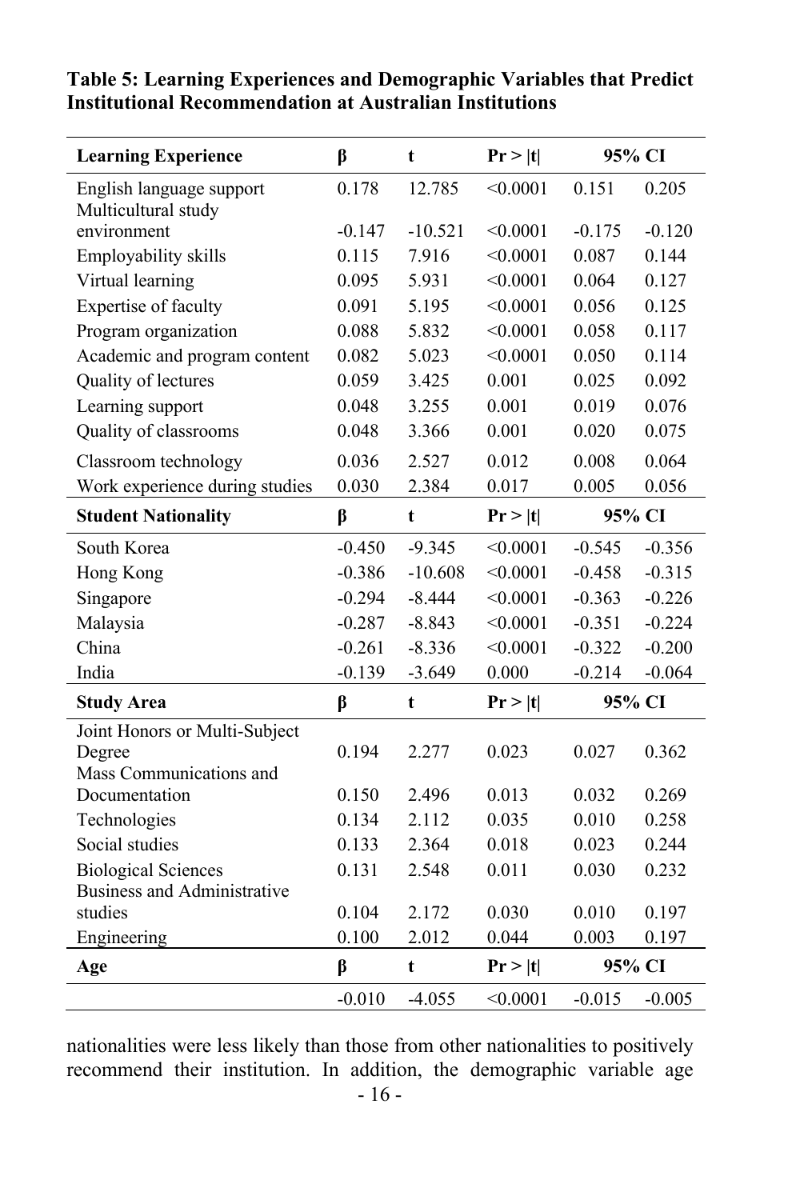**Table 5: Learning Experiences and Demographic Variables that Predict Institutional Recommendation at Australian Institutions**

| Learning Experience | β | t | Pr > \|t\| | 95% CI | |
|---|---|---|---|---|---|
| English language support | 0.178 | 12.785 | <0.0001 | 0.151 | 0.205 |
| Multicultural study environment | -0.147 | -10.521 | <0.0001 | -0.175 | -0.120 |
| Employability skills | 0.115 | 7.916 | <0.0001 | 0.087 | 0.144 |
| Virtual learning | 0.095 | 5.931 | <0.0001 | 0.064 | 0.127 |
| Expertise of faculty | 0.091 | 5.195 | <0.0001 | 0.056 | 0.125 |
| Program organization | 0.088 | 5.832 | <0.0001 | 0.058 | 0.117 |
| Academic and program content | 0.082 | 5.023 | <0.0001 | 0.050 | 0.114 |
| Quality of lectures | 0.059 | 3.425 | 0.001 | 0.025 | 0.092 |
| Learning support | 0.048 | 3.255 | 0.001 | 0.019 | 0.076 |
| Quality of classrooms | 0.048 | 3.366 | 0.001 | 0.020 | 0.075 |
| Classroom technology | 0.036 | 2.527 | 0.012 | 0.008 | 0.064 |
| Work experience during studies | 0.030 | 2.384 | 0.017 | 0.005 | 0.056 |
| **Student Nationality** | **β** | **t** | **Pr > \|t\|** | **95% CI** | |
| South Korea | -0.450 | -9.345 | <0.0001 | -0.545 | -0.356 |
| Hong Kong | -0.386 | -10.608 | <0.0001 | -0.458 | -0.315 |
| Singapore | -0.294 | -8.444 | <0.0001 | -0.363 | -0.226 |
| Malaysia | -0.287 | -8.843 | <0.0001 | -0.351 | -0.224 |
| China | -0.261 | -8.336 | <0.0001 | -0.322 | -0.200 |
| India | -0.139 | -3.649 | 0.000 | -0.214 | -0.064 |
| **Study Area** | **β** | **t** | **Pr > \|t\|** | **95% CI** | |
| Joint Honors or Multi-Subject Degree | 0.194 | 2.277 | 0.023 | 0.027 | 0.362 |
| Mass Communications and Documentation | 0.150 | 2.496 | 0.013 | 0.032 | 0.269 |
| Technologies | 0.134 | 2.112 | 0.035 | 0.010 | 0.258 |
| Social studies | 0.133 | 2.364 | 0.018 | 0.023 | 0.244 |
| Biological Sciences | 0.131 | 2.548 | 0.011 | 0.030 | 0.232 |
| Business and Administrative studies | 0.104 | 2.172 | 0.030 | 0.010 | 0.197 |
| Engineering | 0.100 | 2.012 | 0.044 | 0.003 | 0.197 |
| **Age** | **β** | **t** | **Pr > \|t\|** | **95% CI** | |
| | -0.010 | -4.055 | <0.0001 | -0.015 | -0.005 |

nationalities were less likely than those from other nationalities to positively recommend their institution. In addition, the demographic variable age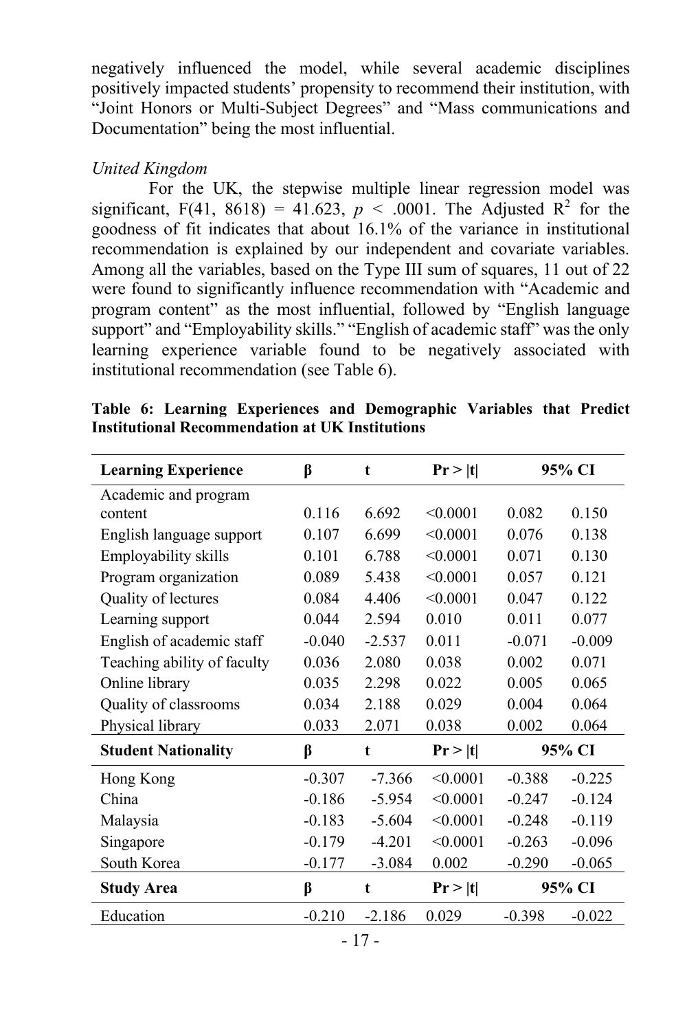negatively influenced the model, while several academic disciplines positively impacted students' propensity to recommend their institution, with "Joint Honors or Multi-Subject Degrees" and "Mass communications and Documentation" being the most influential.

*United Kingdom*

For the UK, the stepwise multiple linear regression model was significant, $F(41, 8618) = 41.623$, $p < .0001$. The Adjusted $R^2$ for the goodness of fit indicates that about 16.1% of the variance in institutional recommendation is explained by our independent and covariate variables. Among all the variables, based on the Type III sum of squares, 11 out of 22 were found to significantly influence recommendation with "Academic and program content" as the most influential, followed by "English language support" and "Employability skills." "English of academic staff" was the only learning experience variable found to be negatively associated with institutional recommendation (see Table 6).

**Table 6: Learning Experiences and Demographic Variables that Predict Institutional Recommendation at UK Institutions**

| **Learning Experience** | **β** | **t** | **Pr > \|t\|** | **95% CI** | |
|---|---|---|---|---|---|
| Academic and program content | 0.116 | 6.692 | <0.0001 | 0.082 | 0.150 |
| English language support | 0.107 | 6.699 | <0.0001 | 0.076 | 0.138 |
| Employability skills | 0.101 | 6.788 | <0.0001 | 0.071 | 0.130 |
| Program organization | 0.089 | 5.438 | <0.0001 | 0.057 | 0.121 |
| Quality of lectures | 0.084 | 4.406 | <0.0001 | 0.047 | 0.122 |
| Learning support | 0.044 | 2.594 | 0.010 | 0.011 | 0.077 |
| English of academic staff | -0.040 | -2.537 | 0.011 | -0.071 | -0.009 |
| Teaching ability of faculty | 0.036 | 2.080 | 0.038 | 0.002 | 0.071 |
| Online library | 0.035 | 2.298 | 0.022 | 0.005 | 0.065 |
| Quality of classrooms | 0.034 | 2.188 | 0.029 | 0.004 | 0.064 |
| Physical library | 0.033 | 2.071 | 0.038 | 0.002 | 0.064 |
| **Student Nationality** | **β** | **t** | **Pr > \|t\|** | **95% CI** | |
| Hong Kong | -0.307 | -7.366 | <0.0001 | -0.388 | -0.225 |
| China | -0.186 | -5.954 | <0.0001 | -0.247 | -0.124 |
| Malaysia | -0.183 | -5.604 | <0.0001 | -0.248 | -0.119 |
| Singapore | -0.179 | -4.201 | <0.0001 | -0.263 | -0.096 |
| South Korea | -0.177 | -3.084 | 0.002 | -0.290 | -0.065 |
| **Study Area** | **β** | **t** | **Pr > \|t\|** | **95% CI** | |
| Education | -0.210 | -2.186 | 0.029 | -0.398 | -0.022 |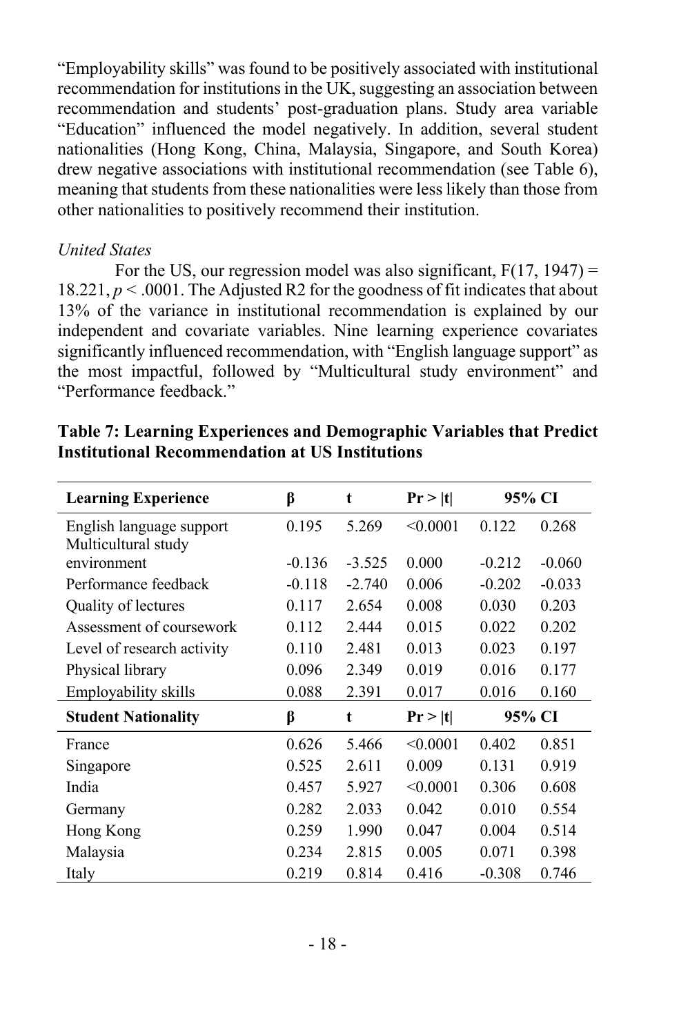"Employability skills" was found to be positively associated with institutional recommendation for institutions in the UK, suggesting an association between recommendation and students' post-graduation plans. Study area variable "Education" influenced the model negatively. In addition, several student nationalities (Hong Kong, China, Malaysia, Singapore, and South Korea) drew negative associations with institutional recommendation (see Table 6), meaning that students from these nationalities were less likely than those from other nationalities to positively recommend their institution.

*United States*

For the US, our regression model was also significant, $F(17, 1947) = 18.221$, $p < .0001$. The Adjusted R2 for the goodness of fit indicates that about 13% of the variance in institutional recommendation is explained by our independent and covariate variables. Nine learning experience covariates significantly influenced recommendation, with "English language support" as the most impactful, followed by "Multicultural study environment" and "Performance feedback."

**Table 7: Learning Experiences and Demographic Variables that Predict Institutional Recommendation at US Institutions**

| **Learning Experience** | **β** | **t** | **Pr > \|t\|** | **95% CI** | |
|---|---|---|---|---|---|
| English language support | 0.195 | 5.269 | <0.0001 | 0.122 | 0.268 |
| Multicultural study environment | -0.136 | -3.525 | 0.000 | -0.212 | -0.060 |
| Performance feedback | -0.118 | -2.740 | 0.006 | -0.202 | -0.033 |
| Quality of lectures | 0.117 | 2.654 | 0.008 | 0.030 | 0.203 |
| Assessment of coursework | 0.112 | 2.444 | 0.015 | 0.022 | 0.202 |
| Level of research activity | 0.110 | 2.481 | 0.013 | 0.023 | 0.197 |
| Physical library | 0.096 | 2.349 | 0.019 | 0.016 | 0.177 |
| Employability skills | 0.088 | 2.391 | 0.017 | 0.016 | 0.160 |
| **Student Nationality** | **β** | **t** | **Pr > \|t\|** | **95% CI** | |
| France | 0.626 | 5.466 | <0.0001 | 0.402 | 0.851 |
| Singapore | 0.525 | 2.611 | 0.009 | 0.131 | 0.919 |
| India | 0.457 | 5.927 | <0.0001 | 0.306 | 0.608 |
| Germany | 0.282 | 2.033 | 0.042 | 0.010 | 0.554 |
| Hong Kong | 0.259 | 1.990 | 0.047 | 0.004 | 0.514 |
| Malaysia | 0.234 | 2.815 | 0.005 | 0.071 | 0.398 |
| Italy | 0.219 | 0.814 | 0.416 | -0.308 | 0.746 |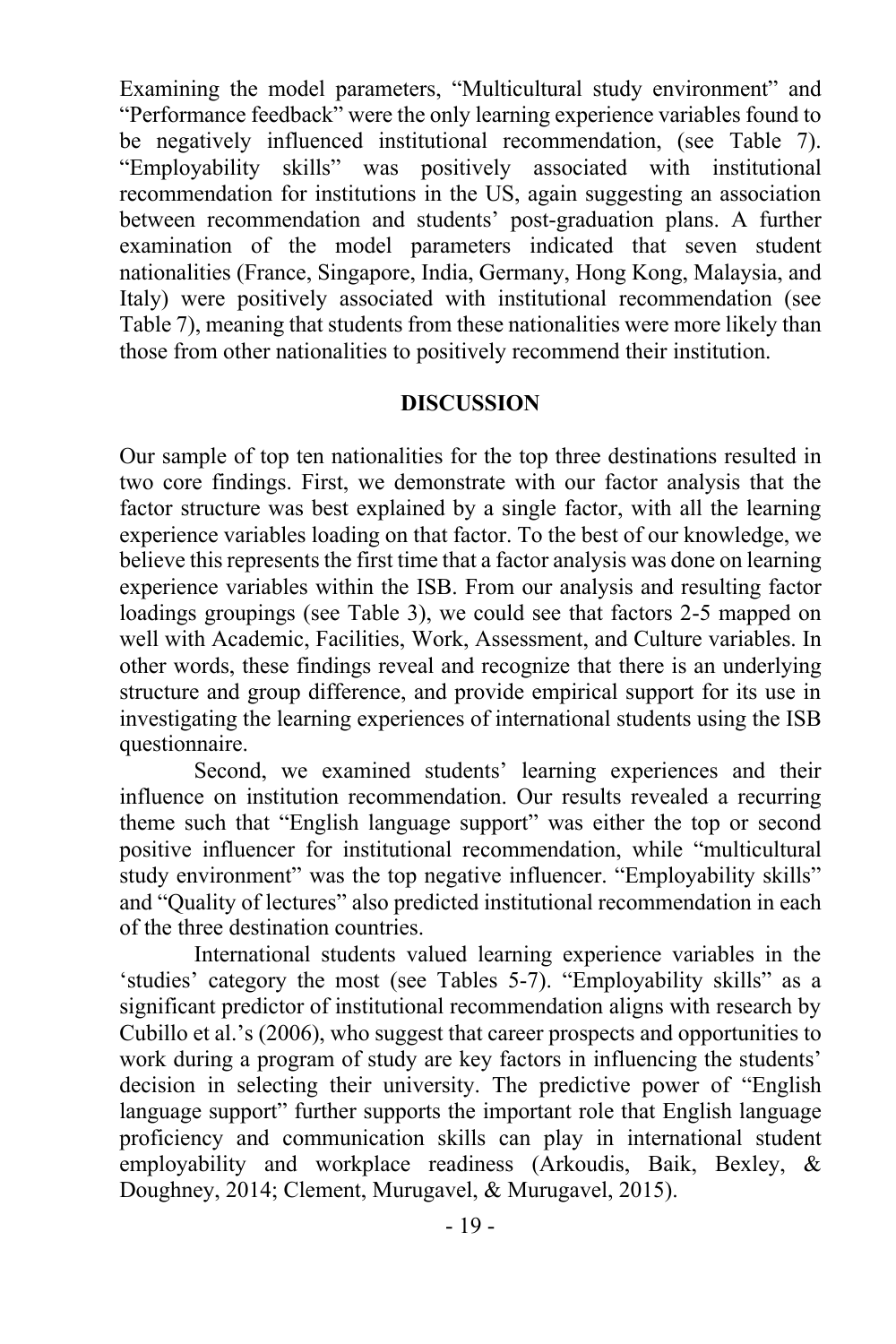Examining the model parameters, "Multicultural study environment" and "Performance feedback" were the only learning experience variables found to be negatively influenced institutional recommendation, (see Table 7). "Employability skills" was positively associated with institutional recommendation for institutions in the US, again suggesting an association between recommendation and students' post-graduation plans. A further examination of the model parameters indicated that seven student nationalities (France, Singapore, India, Germany, Hong Kong, Malaysia, and Italy) were positively associated with institutional recommendation (see Table 7), meaning that students from these nationalities were more likely than those from other nationalities to positively recommend their institution.

## DISCUSSION

Our sample of top ten nationalities for the top three destinations resulted in two core findings. First, we demonstrate with our factor analysis that the factor structure was best explained by a single factor, with all the learning experience variables loading on that factor. To the best of our knowledge, we believe this represents the first time that a factor analysis was done on learning experience variables within the ISB. From our analysis and resulting factor loadings groupings (see Table 3), we could see that factors 2-5 mapped on well with Academic, Facilities, Work, Assessment, and Culture variables. In other words, these findings reveal and recognize that there is an underlying structure and group difference, and provide empirical support for its use in investigating the learning experiences of international students using the ISB questionnaire.

Second, we examined students' learning experiences and their influence on institution recommendation. Our results revealed a recurring theme such that "English language support" was either the top or second positive influencer for institutional recommendation, while "multicultural study environment" was the top negative influencer. "Employability skills" and "Quality of lectures" also predicted institutional recommendation in each of the three destination countries.

International students valued learning experience variables in the 'studies' category the most (see Tables 5-7). "Employability skills" as a significant predictor of institutional recommendation aligns with research by Cubillo et al.'s (2006), who suggest that career prospects and opportunities to work during a program of study are key factors in influencing the students' decision in selecting their university. The predictive power of "English language support" further supports the important role that English language proficiency and communication skills can play in international student employability and workplace readiness (Arkoudis, Baik, Bexley, & Doughney, 2014; Clement, Murugavel, & Murugavel, 2015).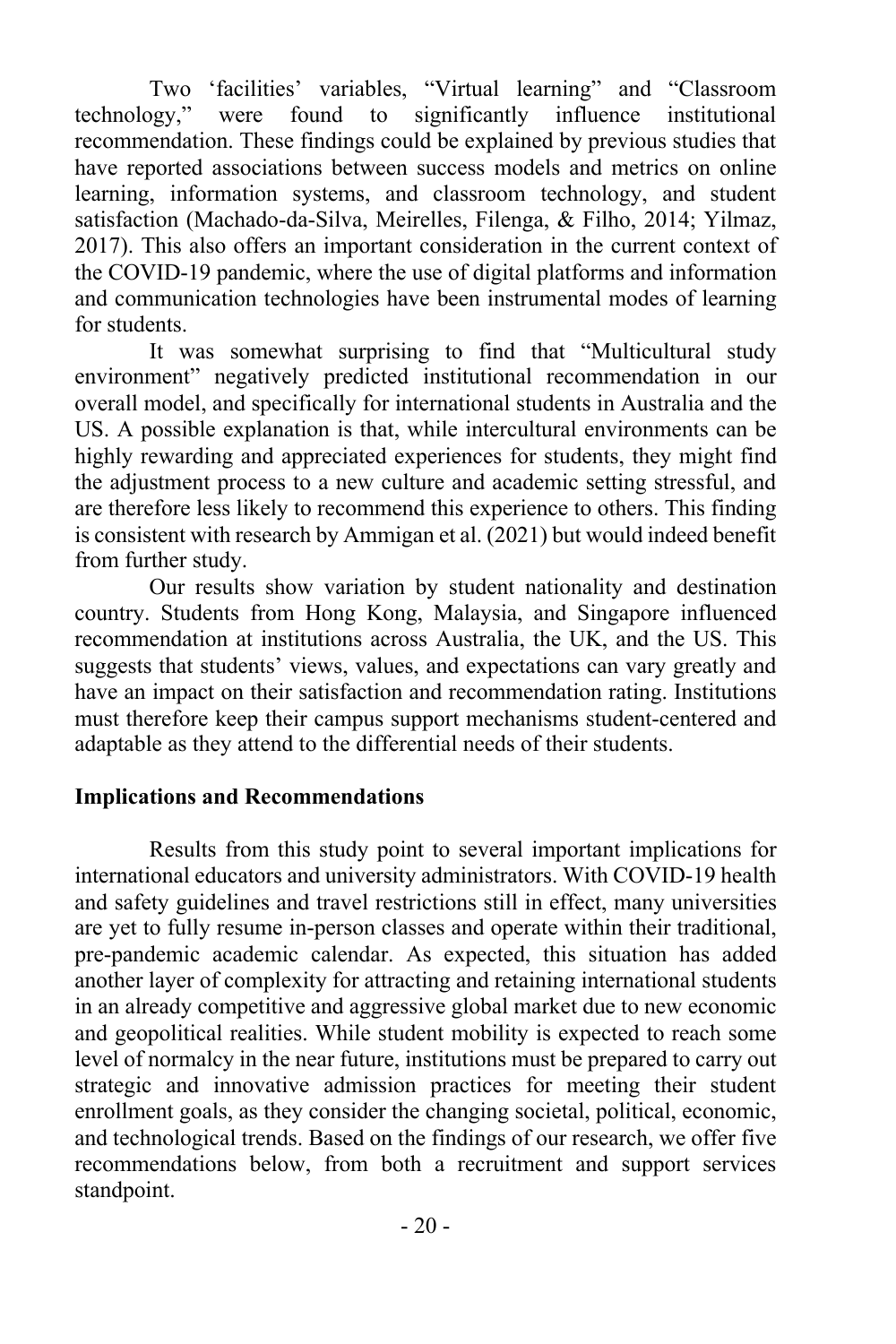Two 'facilities' variables, "Virtual learning" and "Classroom technology," were found to significantly influence institutional recommendation. These findings could be explained by previous studies that have reported associations between success models and metrics on online learning, information systems, and classroom technology, and student satisfaction (Machado-da-Silva, Meirelles, Filenga, & Filho, 2014; Yilmaz, 2017). This also offers an important consideration in the current context of the COVID-19 pandemic, where the use of digital platforms and information and communication technologies have been instrumental modes of learning for students.

It was somewhat surprising to find that "Multicultural study environment" negatively predicted institutional recommendation in our overall model, and specifically for international students in Australia and the US. A possible explanation is that, while intercultural environments can be highly rewarding and appreciated experiences for students, they might find the adjustment process to a new culture and academic setting stressful, and are therefore less likely to recommend this experience to others. This finding is consistent with research by Ammigan et al. (2021) but would indeed benefit from further study.

Our results show variation by student nationality and destination country. Students from Hong Kong, Malaysia, and Singapore influenced recommendation at institutions across Australia, the UK, and the US. This suggests that students' views, values, and expectations can vary greatly and have an impact on their satisfaction and recommendation rating. Institutions must therefore keep their campus support mechanisms student-centered and adaptable as they attend to the differential needs of their students.

## Implications and Recommendations

Results from this study point to several important implications for international educators and university administrators. With COVID-19 health and safety guidelines and travel restrictions still in effect, many universities are yet to fully resume in-person classes and operate within their traditional, pre-pandemic academic calendar. As expected, this situation has added another layer of complexity for attracting and retaining international students in an already competitive and aggressive global market due to new economic and geopolitical realities. While student mobility is expected to reach some level of normalcy in the near future, institutions must be prepared to carry out strategic and innovative admission practices for meeting their student enrollment goals, as they consider the changing societal, political, economic, and technological trends. Based on the findings of our research, we offer five recommendations below, from both a recruitment and support services standpoint.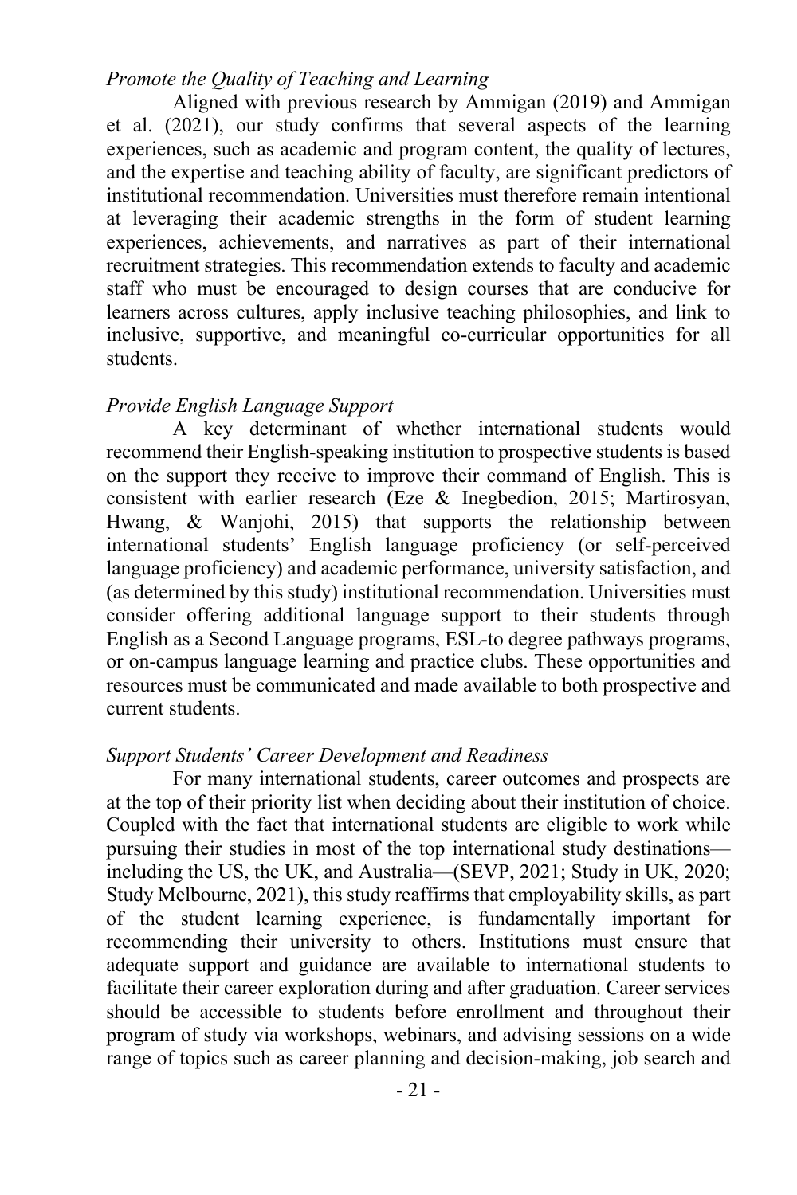*Promote the Quality of Teaching and Learning*

Aligned with previous research by Ammigan (2019) and Ammigan et al. (2021), our study confirms that several aspects of the learning experiences, such as academic and program content, the quality of lectures, and the expertise and teaching ability of faculty, are significant predictors of institutional recommendation. Universities must therefore remain intentional at leveraging their academic strengths in the form of student learning experiences, achievements, and narratives as part of their international recruitment strategies. This recommendation extends to faculty and academic staff who must be encouraged to design courses that are conducive for learners across cultures, apply inclusive teaching philosophies, and link to inclusive, supportive, and meaningful co-curricular opportunities for all students.

*Provide English Language Support*

A key determinant of whether international students would recommend their English-speaking institution to prospective students is based on the support they receive to improve their command of English. This is consistent with earlier research (Eze & Inegbedion, 2015; Martirosyan, Hwang, & Wanjohi, 2015) that supports the relationship between international students' English language proficiency (or self-perceived language proficiency) and academic performance, university satisfaction, and (as determined by this study) institutional recommendation. Universities must consider offering additional language support to their students through English as a Second Language programs, ESL-to degree pathways programs, or on-campus language learning and practice clubs. These opportunities and resources must be communicated and made available to both prospective and current students.

*Support Students' Career Development and Readiness*

For many international students, career outcomes and prospects are at the top of their priority list when deciding about their institution of choice. Coupled with the fact that international students are eligible to work while pursuing their studies in most of the top international study destinations—including the US, the UK, and Australia—(SEVP, 2021; Study in UK, 2020; Study Melbourne, 2021), this study reaffirms that employability skills, as part of the student learning experience, is fundamentally important for recommending their university to others. Institutions must ensure that adequate support and guidance are available to international students to facilitate their career exploration during and after graduation. Career services should be accessible to students before enrollment and throughout their program of study via workshops, webinars, and advising sessions on a wide range of topics such as career planning and decision-making, job search and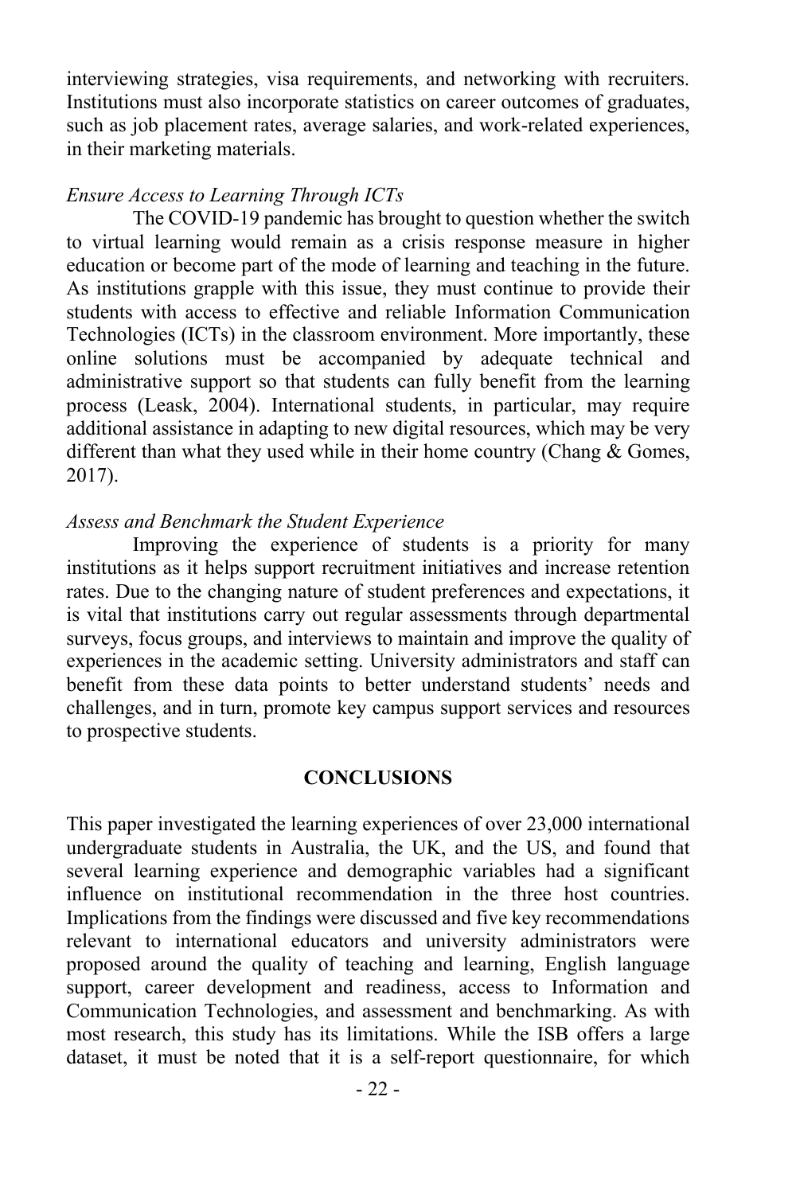interviewing strategies, visa requirements, and networking with recruiters. Institutions must also incorporate statistics on career outcomes of graduates, such as job placement rates, average salaries, and work-related experiences, in their marketing materials.

*Ensure Access to Learning Through ICTs*

The COVID-19 pandemic has brought to question whether the switch to virtual learning would remain as a crisis response measure in higher education or become part of the mode of learning and teaching in the future. As institutions grapple with this issue, they must continue to provide their students with access to effective and reliable Information Communication Technologies (ICTs) in the classroom environment. More importantly, these online solutions must be accompanied by adequate technical and administrative support so that students can fully benefit from the learning process (Leask, 2004). International students, in particular, may require additional assistance in adapting to new digital resources, which may be very different than what they used while in their home country (Chang & Gomes, 2017).

*Assess and Benchmark the Student Experience*

Improving the experience of students is a priority for many institutions as it helps support recruitment initiatives and increase retention rates. Due to the changing nature of student preferences and expectations, it is vital that institutions carry out regular assessments through departmental surveys, focus groups, and interviews to maintain and improve the quality of experiences in the academic setting. University administrators and staff can benefit from these data points to better understand students' needs and challenges, and in turn, promote key campus support services and resources to prospective students.

## CONCLUSIONS

This paper investigated the learning experiences of over 23,000 international undergraduate students in Australia, the UK, and the US, and found that several learning experience and demographic variables had a significant influence on institutional recommendation in the three host countries. Implications from the findings were discussed and five key recommendations relevant to international educators and university administrators were proposed around the quality of teaching and learning, English language support, career development and readiness, access to Information and Communication Technologies, and assessment and benchmarking. As with most research, this study has its limitations. While the ISB offers a large dataset, it must be noted that it is a self-report questionnaire, for which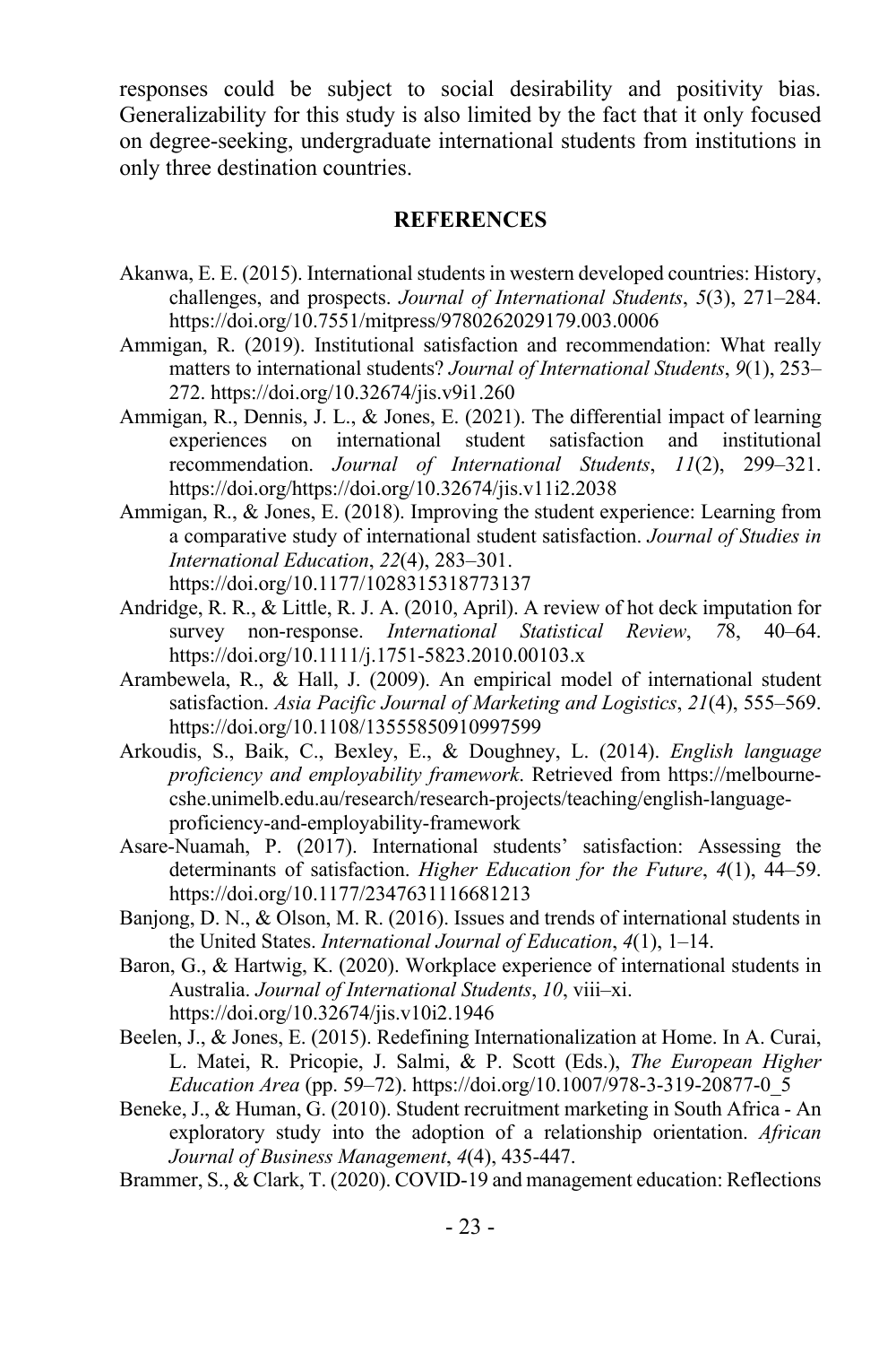responses could be subject to social desirability and positivity bias. Generalizability for this study is also limited by the fact that it only focused on degree-seeking, undergraduate international students from institutions in only three destination countries.

## REFERENCES

Akanwa, E. E. (2015). International students in western developed countries: History, challenges, and prospects. *Journal of International Students*, *5*(3), 271–284. https://doi.org/10.7551/mitpress/9780262029179.003.0006

Ammigan, R. (2019). Institutional satisfaction and recommendation: What really matters to international students? *Journal of International Students*, *9*(1), 253–272. https://doi.org/10.32674/jis.v9i1.260

Ammigan, R., Dennis, J. L., & Jones, E. (2021). The differential impact of learning experiences on international student satisfaction and institutional recommendation. *Journal of International Students*, *11*(2), 299–321. https://doi.org/https://doi.org/10.32674/jis.v11i2.2038

Ammigan, R., & Jones, E. (2018). Improving the student experience: Learning from a comparative study of international student satisfaction. *Journal of Studies in International Education*, *22*(4), 283–301. https://doi.org/10.1177/1028315318773137

Andridge, R. R., & Little, R. J. A. (2010, April). A review of hot deck imputation for survey non-response. *International Statistical Review*, *7*8, 40–64. https://doi.org/10.1111/j.1751-5823.2010.00103.x

Arambewela, R., & Hall, J. (2009). An empirical model of international student satisfaction. *Asia Pacific Journal of Marketing and Logistics*, *21*(4), 555–569. https://doi.org/10.1108/13555850910997599

Arkoudis, S., Baik, C., Bexley, E., & Doughney, L. (2014). *English language proficiency and employability framework*. Retrieved from https://melbourne-cshe.unimelb.edu.au/research/research-projects/teaching/english-language-proficiency-and-employability-framework

Asare-Nuamah, P. (2017). International students' satisfaction: Assessing the determinants of satisfaction. *Higher Education for the Future*, *4*(1), 44–59. https://doi.org/10.1177/2347631116681213

Banjong, D. N., & Olson, M. R. (2016). Issues and trends of international students in the United States. *International Journal of Education*, *4*(1), 1–14.

Baron, G., & Hartwig, K. (2020). Workplace experience of international students in Australia. *Journal of International Students*, *10*, viii–xi. https://doi.org/10.32674/jis.v10i2.1946

Beelen, J., & Jones, E. (2015). Redefining Internationalization at Home. In A. Curai, L. Matei, R. Pricopie, J. Salmi, & P. Scott (Eds.), *The European Higher Education Area* (pp. 59–72). https://doi.org/10.1007/978-3-319-20877-0_5

Beneke, J., & Human, G. (2010). Student recruitment marketing in South Africa - An exploratory study into the adoption of a relationship orientation. *African Journal of Business Management*, *4*(4), 435-447.

Brammer, S., & Clark, T. (2020). COVID-19 and management education: Reflections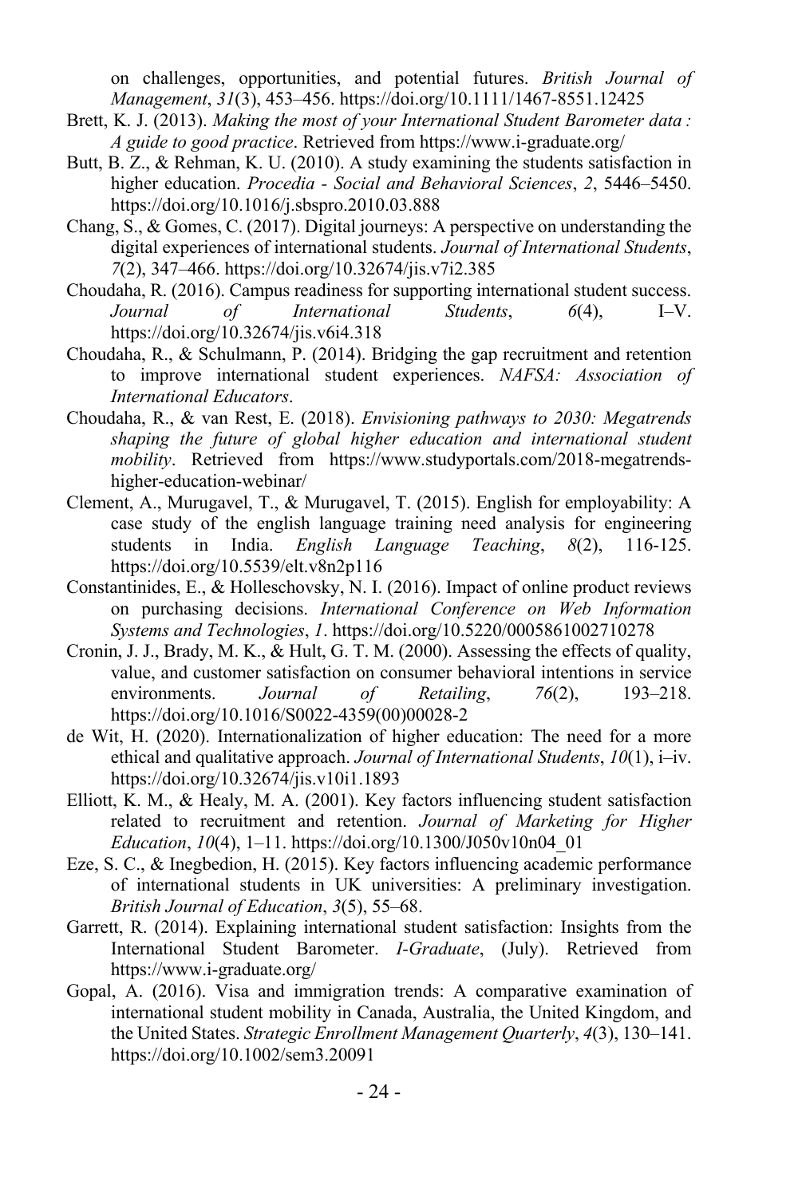on challenges, opportunities, and potential futures. *British Journal of Management*, *31*(3), 453–456. https://doi.org/10.1111/1467-8551.12425

Brett, K. J. (2013). *Making the most of your International Student Barometer data : A guide to good practice*. Retrieved from https://www.i-graduate.org/

Butt, B. Z., & Rehman, K. U. (2010). A study examining the students satisfaction in higher education. *Procedia - Social and Behavioral Sciences*, *2*, 5446–5450. https://doi.org/10.1016/j.sbspro.2010.03.888

Chang, S., & Gomes, C. (2017). Digital journeys: A perspective on understanding the digital experiences of international students. *Journal of International Students*, *7*(2), 347–466. https://doi.org/10.32674/jis.v7i2.385

Choudaha, R. (2016). Campus readiness for supporting international student success. *Journal of International Students*, *6*(4), I–V. https://doi.org/10.32674/jis.v6i4.318

Choudaha, R., & Schulmann, P. (2014). Bridging the gap recruitment and retention to improve international student experiences. *NAFSA: Association of International Educators*.

Choudaha, R., & van Rest, E. (2018). *Envisioning pathways to 2030: Megatrends shaping the future of global higher education and international student mobility*. Retrieved from https://www.studyportals.com/2018-megatrends-higher-education-webinar/

Clement, A., Murugavel, T., & Murugavel, T. (2015). English for employability: A case study of the english language training need analysis for engineering students in India. *English Language Teaching*, *8*(2), 116-125. https://doi.org/10.5539/elt.v8n2p116

Constantinides, E., & Holleschovsky, N. I. (2016). Impact of online product reviews on purchasing decisions. *International Conference on Web Information Systems and Technologies*, *1*. https://doi.org/10.5220/0005861002710278

Cronin, J. J., Brady, M. K., & Hult, G. T. M. (2000). Assessing the effects of quality, value, and customer satisfaction on consumer behavioral intentions in service environments. *Journal of Retailing*, *76*(2), 193–218. https://doi.org/10.1016/S0022-4359(00)00028-2

de Wit, H. (2020). Internationalization of higher education: The need for a more ethical and qualitative approach. *Journal of International Students*, *10*(1), i–iv. https://doi.org/10.32674/jis.v10i1.1893

Elliott, K. M., & Healy, M. A. (2001). Key factors influencing student satisfaction related to recruitment and retention. *Journal of Marketing for Higher Education*, *10*(4), 1–11. https://doi.org/10.1300/J050v10n04_01

Eze, S. C., & Inegbedion, H. (2015). Key factors influencing academic performance of international students in UK universities: A preliminary investigation. *British Journal of Education*, *3*(5), 55–68.

Garrett, R. (2014). Explaining international student satisfaction: Insights from the International Student Barometer. *I-Graduate*, (July). Retrieved from https://www.i-graduate.org/

Gopal, A. (2016). Visa and immigration trends: A comparative examination of international student mobility in Canada, Australia, the United Kingdom, and the United States. *Strategic Enrollment Management Quarterly*, *4*(3), 130–141. https://doi.org/10.1002/sem3.20091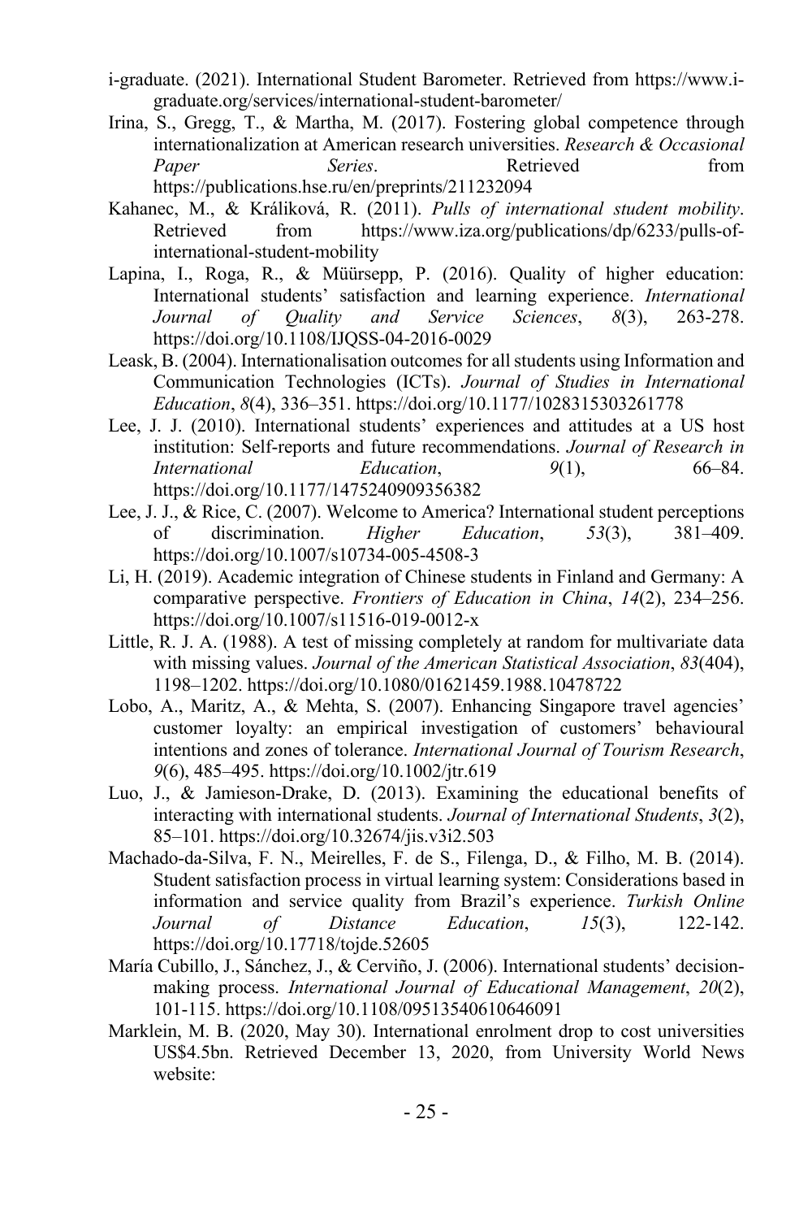i-graduate. (2021). International Student Barometer. Retrieved from https://www.i-graduate.org/services/international-student-barometer/

Irina, S., Gregg, T., & Martha, M. (2017). Fostering global competence through internationalization at American research universities. *Research & Occasional Paper Series*. Retrieved from https://publications.hse.ru/en/preprints/211232094

Kahanec, M., & Králiková, R. (2011). *Pulls of international student mobility*. Retrieved from https://www.iza.org/publications/dp/6233/pulls-of-international-student-mobility

Lapina, I., Roga, R., & Müürsepp, P. (2016). Quality of higher education: International students' satisfaction and learning experience. *International Journal of Quality and Service Sciences*, *8*(3), 263-278. https://doi.org/10.1108/IJQSS-04-2016-0029

Leask, B. (2004). Internationalisation outcomes for all students using Information and Communication Technologies (ICTs). *Journal of Studies in International Education*, *8*(4), 336–351. https://doi.org/10.1177/1028315303261778

Lee, J. J. (2010). International students' experiences and attitudes at a US host institution: Self-reports and future recommendations. *Journal of Research in International Education*, *9*(1), 66–84. https://doi.org/10.1177/1475240909356382

Lee, J. J., & Rice, C. (2007). Welcome to America? International student perceptions of discrimination. *Higher Education*, *53*(3), 381–409. https://doi.org/10.1007/s10734-005-4508-3

Li, H. (2019). Academic integration of Chinese students in Finland and Germany: A comparative perspective. *Frontiers of Education in China*, *14*(2), 234–256. https://doi.org/10.1007/s11516-019-0012-x

Little, R. J. A. (1988). A test of missing completely at random for multivariate data with missing values. *Journal of the American Statistical Association*, *83*(404), 1198–1202. https://doi.org/10.1080/01621459.1988.10478722

Lobo, A., Maritz, A., & Mehta, S. (2007). Enhancing Singapore travel agencies' customer loyalty: an empirical investigation of customers' behavioural intentions and zones of tolerance. *International Journal of Tourism Research*, *9*(6), 485–495. https://doi.org/10.1002/jtr.619

Luo, J., & Jamieson-Drake, D. (2013). Examining the educational benefits of interacting with international students. *Journal of International Students*, *3*(2), 85–101. https://doi.org/10.32674/jis.v3i2.503

Machado-da-Silva, F. N., Meirelles, F. de S., Filenga, D., & Filho, M. B. (2014). Student satisfaction process in virtual learning system: Considerations based in information and service quality from Brazil's experience. *Turkish Online Journal of Distance Education*, *15*(3), 122-142. https://doi.org/10.17718/tojde.52605

María Cubillo, J., Sánchez, J., & Cerviño, J. (2006). International students' decision-making process. *International Journal of Educational Management*, *20*(2), 101-115. https://doi.org/10.1108/09513540610646091

Marklein, M. B. (2020, May 30). International enrolment drop to cost universities US$4.5bn. Retrieved December 13, 2020, from University World News website: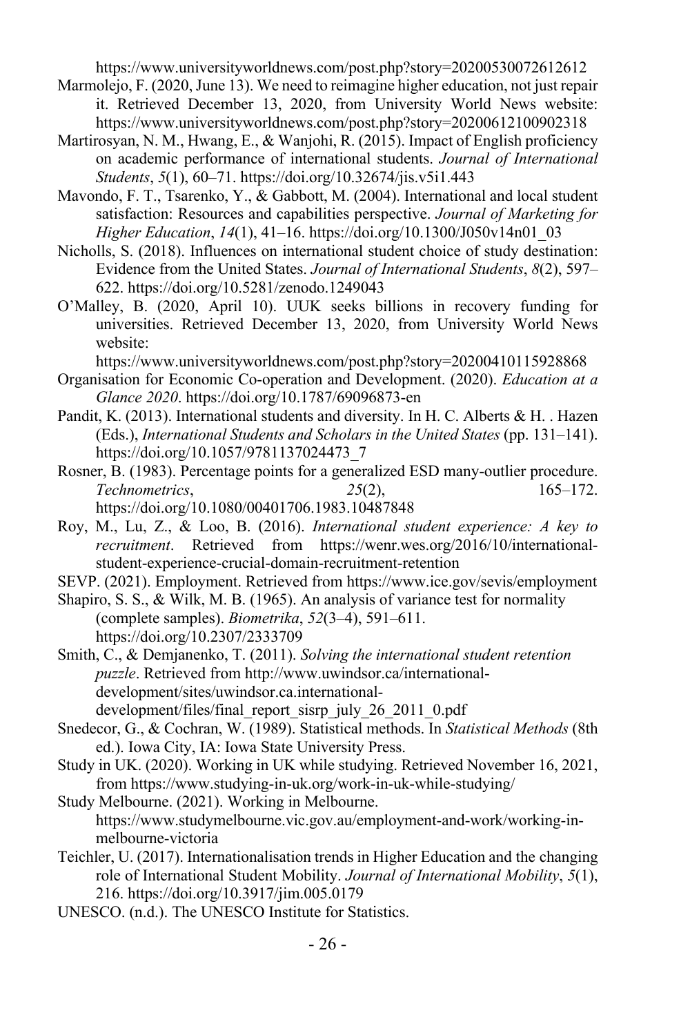https://www.universityworldnews.com/post.php?story=20200530072612612

Marmolejo, F. (2020, June 13). We need to reimagine higher education, not just repair it. Retrieved December 13, 2020, from University World News website: https://www.universityworldnews.com/post.php?story=20200612100902318

Martirosyan, N. M., Hwang, E., & Wanjohi, R. (2015). Impact of English proficiency on academic performance of international students. *Journal of International Students*, *5*(1), 60–71. https://doi.org/10.32674/jis.v5i1.443

Mavondo, F. T., Tsarenko, Y., & Gabbott, M. (2004). International and local student satisfaction: Resources and capabilities perspective. *Journal of Marketing for Higher Education*, *14*(1), 41–16. https://doi.org/10.1300/J050v14n01_03

Nicholls, S. (2018). Influences on international student choice of study destination: Evidence from the United States. *Journal of International Students*, *8*(2), 597–622. https://doi.org/10.5281/zenodo.1249043

O'Malley, B. (2020, April 10). UUK seeks billions in recovery funding for universities. Retrieved December 13, 2020, from University World News website: https://www.universityworldnews.com/post.php?story=20200410115928868

Organisation for Economic Co-operation and Development. (2020). *Education at a Glance 2020*. https://doi.org/10.1787/69096873-en

Pandit, K. (2013). International students and diversity. In H. C. Alberts & H. . Hazen (Eds.), *International Students and Scholars in the United States* (pp. 131–141). https://doi.org/10.1057/9781137024473_7

Rosner, B. (1983). Percentage points for a generalized ESD many-outlier procedure. *Technometrics*, *25*(2), 165–172. https://doi.org/10.1080/00401706.1983.10487848

Roy, M., Lu, Z., & Loo, B. (2016). *International student experience: A key to recruitment*. Retrieved from https://wenr.wes.org/2016/10/international-student-experience-crucial-domain-recruitment-retention

SEVP. (2021). Employment. Retrieved from https://www.ice.gov/sevis/employment

Shapiro, S. S., & Wilk, M. B. (1965). An analysis of variance test for normality (complete samples). *Biometrika*, *52*(3–4), 591–611. https://doi.org/10.2307/2333709

Smith, C., & Demjanenko, T. (2011). *Solving the international student retention puzzle*. Retrieved from http://www.uwindsor.ca/international-development/sites/uwindsor.ca.international-development/files/final_report_sisrp_july_26_2011_0.pdf

Snedecor, G., & Cochran, W. (1989). Statistical methods. In *Statistical Methods* (8th ed.). Iowa City, IA: Iowa State University Press.

Study in UK. (2020). Working in UK while studying. Retrieved November 16, 2021, from https://www.studying-in-uk.org/work-in-uk-while-studying/

Study Melbourne. (2021). Working in Melbourne. https://www.studymelbourne.vic.gov.au/employment-and-work/working-in-melbourne-victoria

Teichler, U. (2017). Internationalisation trends in Higher Education and the changing role of International Student Mobility. *Journal of International Mobility*, *5*(1), 216. https://doi.org/10.3917/jim.005.0179

UNESCO. (n.d.). The UNESCO Institute for Statistics.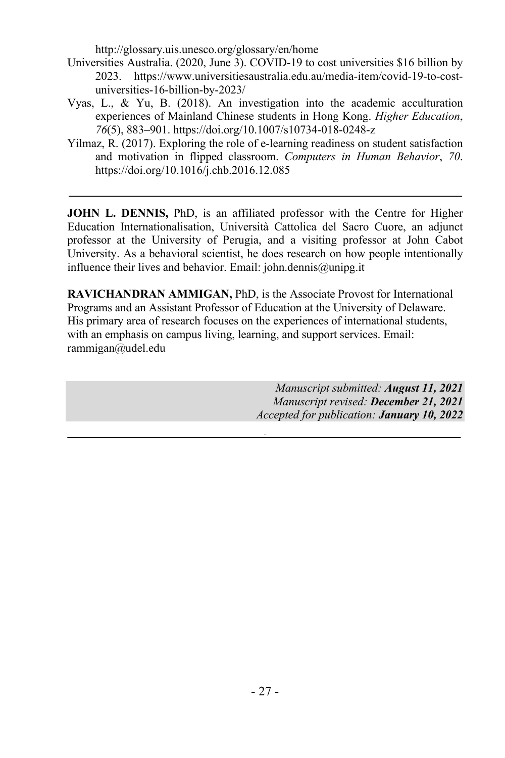http://glossary.uis.unesco.org/glossary/en/home

Universities Australia. (2020, June 3). COVID-19 to cost universities $16 billion by 2023. https://www.universitiesaustralia.edu.au/media-item/covid-19-to-cost-universities-16-billion-by-2023/

Vyas, L., & Yu, B. (2018). An investigation into the academic acculturation experiences of Mainland Chinese students in Hong Kong. *Higher Education*, *76*(5), 883–901. https://doi.org/10.1007/s10734-018-0248-z

Yilmaz, R. (2017). Exploring the role of e-learning readiness on student satisfaction and motivation in flipped classroom. *Computers in Human Behavior*, *70*. https://doi.org/10.1016/j.chb.2016.12.085

---

**JOHN L. DENNIS,** PhD, is an affiliated professor with the Centre for Higher Education Internationalisation, Università Cattolica del Sacro Cuore, an adjunct professor at the University of Perugia, and a visiting professor at John Cabot University. As a behavioral scientist, he does research on how people intentionally influence their lives and behavior. Email: john.dennis@unipg.it

**RAVICHANDRAN AMMIGAN,** PhD, is the Associate Provost for International Programs and an Assistant Professor of Education at the University of Delaware. His primary area of research focuses on the experiences of international students, with an emphasis on campus living, learning, and support services. Email: rammigan@udel.edu

*Manuscript submitted:* ***August 11, 2021***
*Manuscript revised:* ***December 21, 2021***
*Accepted for publication:* ***January 10, 2022***